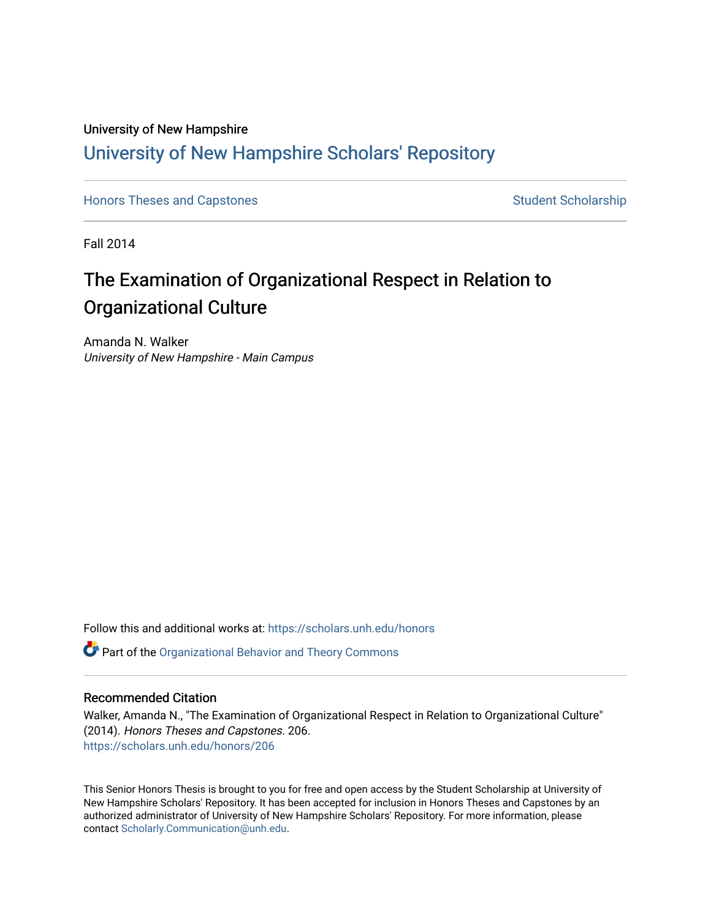University of New Hampshire

# University of New Hampshire Scholars' Repository

Honors Theses and Capstones

Student Scholarship

Fall 2014

## The Examination of Organizational Respect in Relation to Organizational Culture

Amanda N. Walker
*University of New Hampshire - Main Campus*

Follow this and additional works at: https://scholars.unh.edu/honors

Part of the Organizational Behavior and Theory Commons

### Recommended Citation

Walker, Amanda N., "The Examination of Organizational Respect in Relation to Organizational Culture" (2014). *Honors Theses and Capstones*. 206.
https://scholars.unh.edu/honors/206

This Senior Honors Thesis is brought to you for free and open access by the Student Scholarship at University of New Hampshire Scholars' Repository. It has been accepted for inclusion in Honors Theses and Capstones by an authorized administrator of University of New Hampshire Scholars' Repository. For more information, please contact Scholarly.Communication@unh.edu.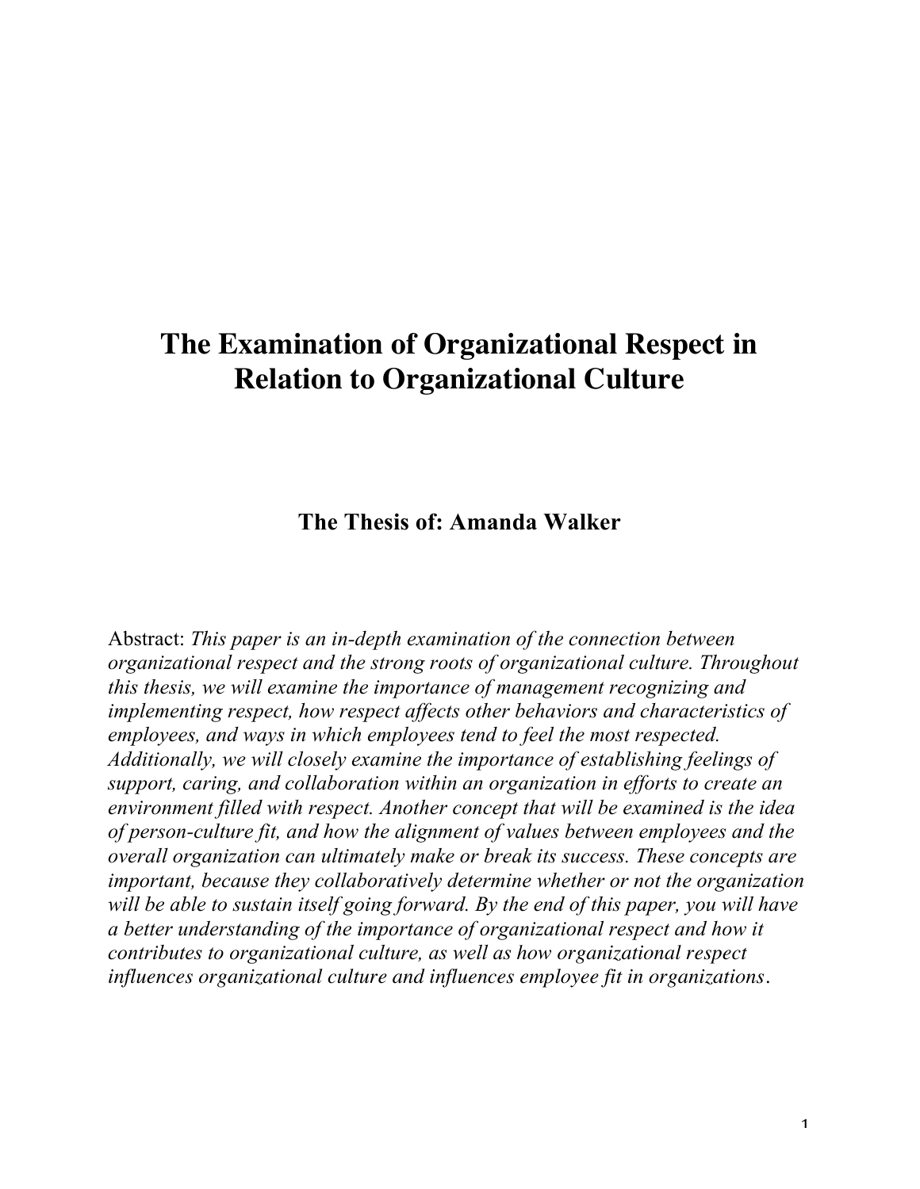# The Examination of Organizational Respect in Relation to Organizational Culture

**The Thesis of: Amanda Walker**

Abstract: *This paper is an in-depth examination of the connection between organizational respect and the strong roots of organizational culture. Throughout this thesis, we will examine the importance of management recognizing and implementing respect, how respect affects other behaviors and characteristics of employees, and ways in which employees tend to feel the most respected. Additionally, we will closely examine the importance of establishing feelings of support, caring, and collaboration within an organization in efforts to create an environment filled with respect. Another concept that will be examined is the idea of person-culture fit, and how the alignment of values between employees and the overall organization can ultimately make or break its success. These concepts are important, because they collaboratively determine whether or not the organization will be able to sustain itself going forward. By the end of this paper, you will have a better understanding of the importance of organizational respect and how it contributes to organizational culture, as well as how organizational respect influences organizational culture and influences employee fit in organizations*.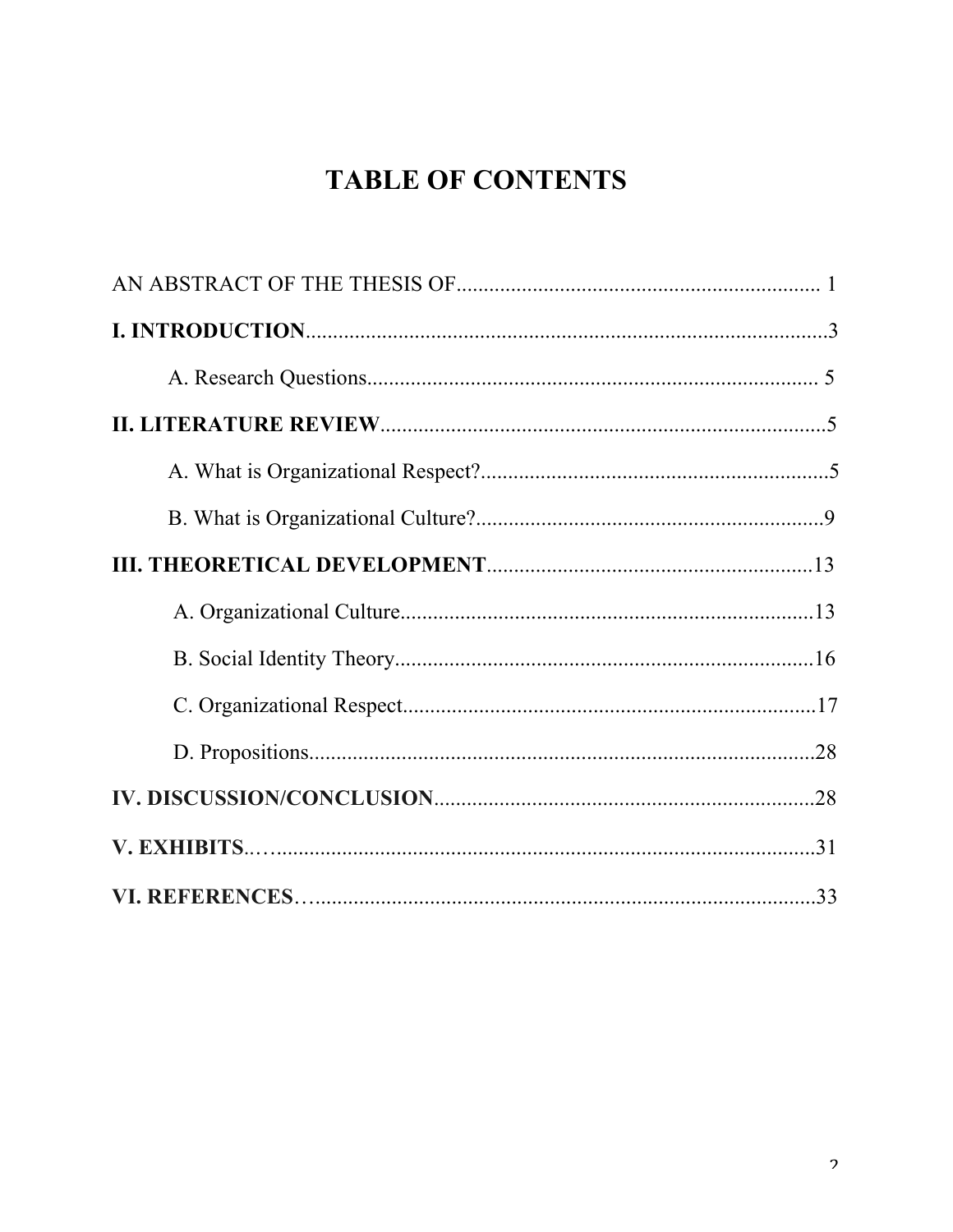# TABLE OF CONTENTS

AN ABSTRACT OF THE THESIS OF.................................................................. 1

**I. INTRODUCTION**..............................................................................................3

A. Research Questions.................................................................................. 5

**II. LITERATURE REVIEW**................................................................................5

A. What is Organizational Respect?...............................................................5

B. What is Organizational Culture?...............................................................9

**III. THEORETICAL DEVELOPMENT**...........................................................13

A. Organizational Culture...........................................................................13

B. Social Identity Theory............................................................................16

C. Organizational Respect...........................................................................17

D. Propositions............................................................................................28

**IV. DISCUSSION/CONCLUSION**.....................................................................28

**V. EXHIBITS**..…..................................................................................................31

**VI. REFERENCES**…..........................................................................................33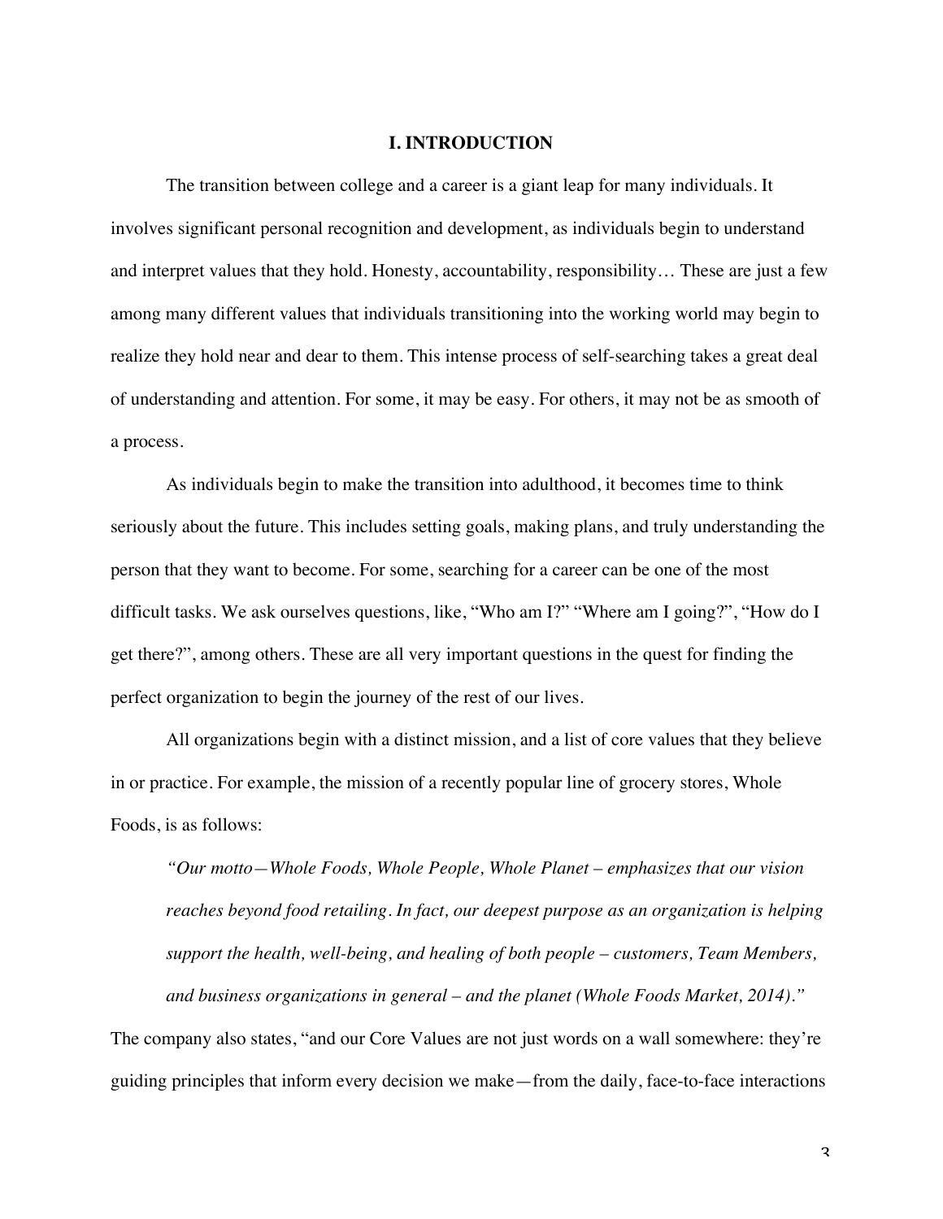# I. INTRODUCTION

The transition between college and a career is a giant leap for many individuals. It involves significant personal recognition and development, as individuals begin to understand and interpret values that they hold. Honesty, accountability, responsibility… These are just a few among many different values that individuals transitioning into the working world may begin to realize they hold near and dear to them. This intense process of self-searching takes a great deal of understanding and attention. For some, it may be easy. For others, it may not be as smooth of a process.

As individuals begin to make the transition into adulthood, it becomes time to think seriously about the future. This includes setting goals, making plans, and truly understanding the person that they want to become. For some, searching for a career can be one of the most difficult tasks. We ask ourselves questions, like, "Who am I?" "Where am I going?", "How do I get there?", among others. These are all very important questions in the quest for finding the perfect organization to begin the journey of the rest of our lives.

All organizations begin with a distinct mission, and a list of core values that they believe in or practice. For example, the mission of a recently popular line of grocery stores, Whole Foods, is as follows:

> *"Our motto—Whole Foods, Whole People, Whole Planet – emphasizes that our vision reaches beyond food retailing. In fact, our deepest purpose as an organization is helping support the health, well-being, and healing of both people – customers, Team Members, and business organizations in general – and the planet (Whole Foods Market, 2014)."*

The company also states, "and our Core Values are not just words on a wall somewhere: they're guiding principles that inform every decision we make—from the daily, face-to-face interactions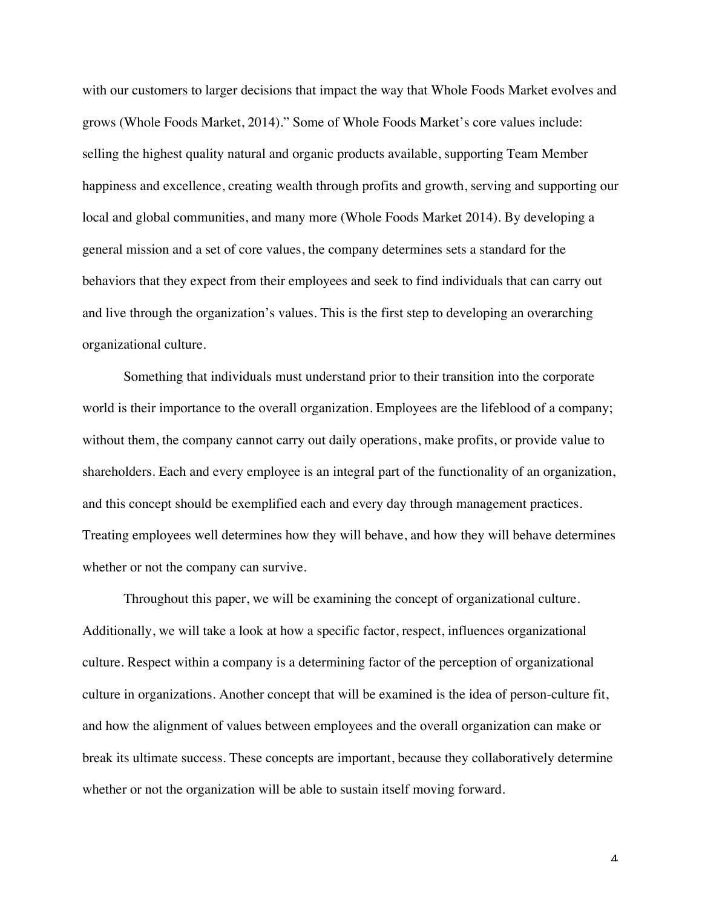with our customers to larger decisions that impact the way that Whole Foods Market evolves and grows (Whole Foods Market, 2014)." Some of Whole Foods Market's core values include: selling the highest quality natural and organic products available, supporting Team Member happiness and excellence, creating wealth through profits and growth, serving and supporting our local and global communities, and many more (Whole Foods Market 2014). By developing a general mission and a set of core values, the company determines sets a standard for the behaviors that they expect from their employees and seek to find individuals that can carry out and live through the organization's values. This is the first step to developing an overarching organizational culture.

Something that individuals must understand prior to their transition into the corporate world is their importance to the overall organization. Employees are the lifeblood of a company; without them, the company cannot carry out daily operations, make profits, or provide value to shareholders. Each and every employee is an integral part of the functionality of an organization, and this concept should be exemplified each and every day through management practices. Treating employees well determines how they will behave, and how they will behave determines whether or not the company can survive.

Throughout this paper, we will be examining the concept of organizational culture. Additionally, we will take a look at how a specific factor, respect, influences organizational culture. Respect within a company is a determining factor of the perception of organizational culture in organizations. Another concept that will be examined is the idea of person-culture fit, and how the alignment of values between employees and the overall organization can make or break its ultimate success. These concepts are important, because they collaboratively determine whether or not the organization will be able to sustain itself moving forward.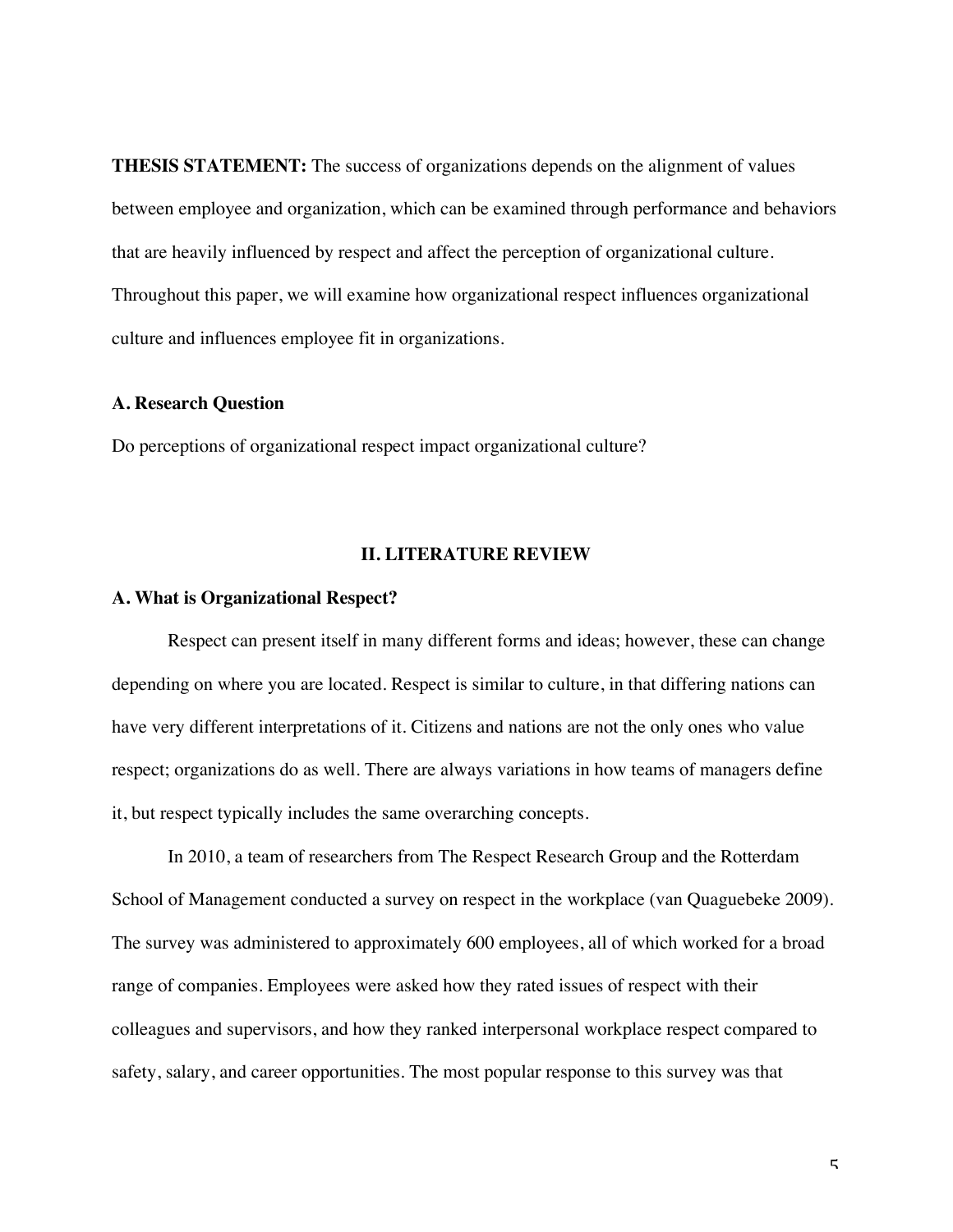**THESIS STATEMENT:** The success of organizations depends on the alignment of values between employee and organization, which can be examined through performance and behaviors that are heavily influenced by respect and affect the perception of organizational culture. Throughout this paper, we will examine how organizational respect influences organizational culture and influences employee fit in organizations.

### A. Research Question

Do perceptions of organizational respect impact organizational culture?

## II. LITERATURE REVIEW

### A. What is Organizational Respect?

Respect can present itself in many different forms and ideas; however, these can change depending on where you are located. Respect is similar to culture, in that differing nations can have very different interpretations of it. Citizens and nations are not the only ones who value respect; organizations do as well. There are always variations in how teams of managers define it, but respect typically includes the same overarching concepts.

In 2010, a team of researchers from The Respect Research Group and the Rotterdam School of Management conducted a survey on respect in the workplace (van Quaguebeke 2009). The survey was administered to approximately 600 employees, all of which worked for a broad range of companies. Employees were asked how they rated issues of respect with their colleagues and supervisors, and how they ranked interpersonal workplace respect compared to safety, salary, and career opportunities. The most popular response to this survey was that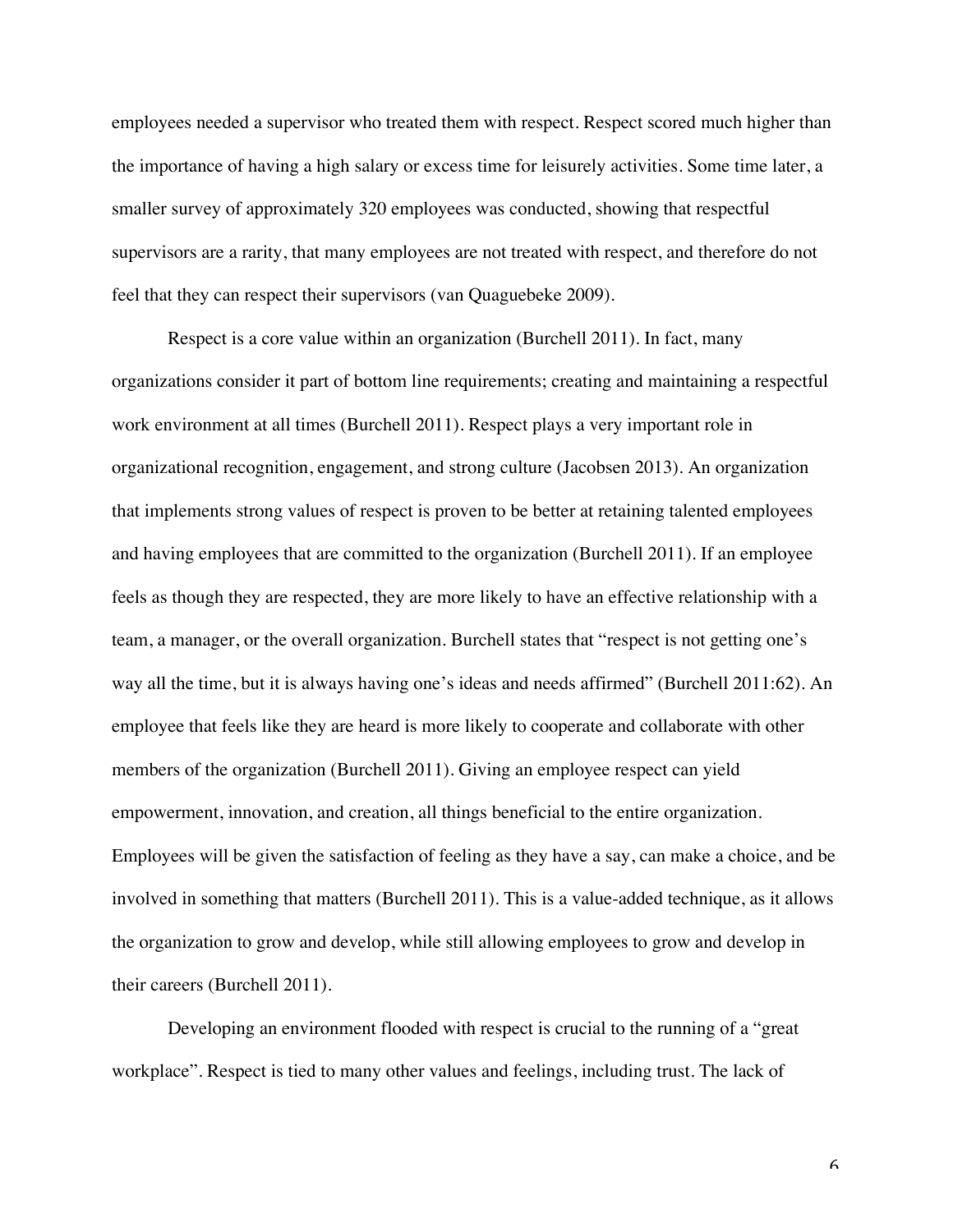employees needed a supervisor who treated them with respect. Respect scored much higher than the importance of having a high salary or excess time for leisurely activities. Some time later, a smaller survey of approximately 320 employees was conducted, showing that respectful supervisors are a rarity, that many employees are not treated with respect, and therefore do not feel that they can respect their supervisors (van Quaguebeke 2009).

Respect is a core value within an organization (Burchell 2011). In fact, many organizations consider it part of bottom line requirements; creating and maintaining a respectful work environment at all times (Burchell 2011). Respect plays a very important role in organizational recognition, engagement, and strong culture (Jacobsen 2013). An organization that implements strong values of respect is proven to be better at retaining talented employees and having employees that are committed to the organization (Burchell 2011). If an employee feels as though they are respected, they are more likely to have an effective relationship with a team, a manager, or the overall organization. Burchell states that "respect is not getting one's way all the time, but it is always having one's ideas and needs affirmed" (Burchell 2011:62). An employee that feels like they are heard is more likely to cooperate and collaborate with other members of the organization (Burchell 2011). Giving an employee respect can yield empowerment, innovation, and creation, all things beneficial to the entire organization. Employees will be given the satisfaction of feeling as they have a say, can make a choice, and be involved in something that matters (Burchell 2011). This is a value-added technique, as it allows the organization to grow and develop, while still allowing employees to grow and develop in their careers (Burchell 2011).

Developing an environment flooded with respect is crucial to the running of a "great workplace". Respect is tied to many other values and feelings, including trust. The lack of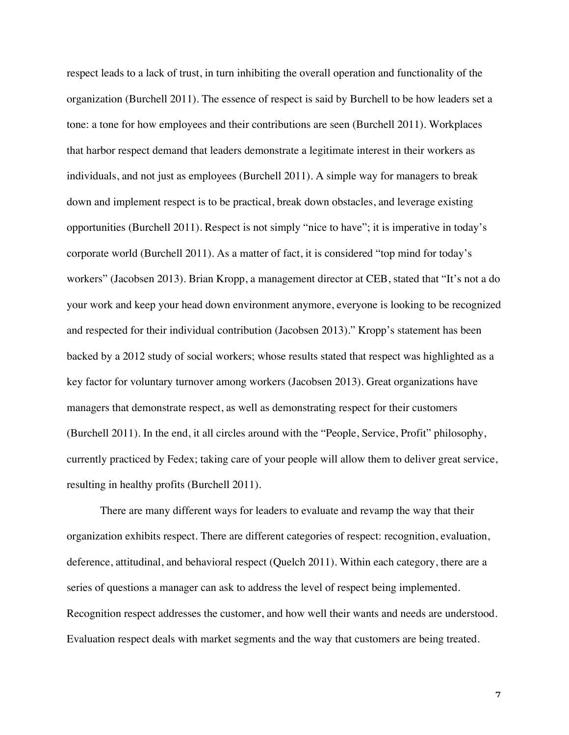respect leads to a lack of trust, in turn inhibiting the overall operation and functionality of the organization (Burchell 2011). The essence of respect is said by Burchell to be how leaders set a tone: a tone for how employees and their contributions are seen (Burchell 2011). Workplaces that harbor respect demand that leaders demonstrate a legitimate interest in their workers as individuals, and not just as employees (Burchell 2011). A simple way for managers to break down and implement respect is to be practical, break down obstacles, and leverage existing opportunities (Burchell 2011). Respect is not simply "nice to have"; it is imperative in today's corporate world (Burchell 2011). As a matter of fact, it is considered "top mind for today's workers" (Jacobsen 2013). Brian Kropp, a management director at CEB, stated that "It's not a do your work and keep your head down environment anymore, everyone is looking to be recognized and respected for their individual contribution (Jacobsen 2013)." Kropp's statement has been backed by a 2012 study of social workers; whose results stated that respect was highlighted as a key factor for voluntary turnover among workers (Jacobsen 2013). Great organizations have managers that demonstrate respect, as well as demonstrating respect for their customers (Burchell 2011). In the end, it all circles around with the "People, Service, Profit" philosophy, currently practiced by Fedex; taking care of your people will allow them to deliver great service, resulting in healthy profits (Burchell 2011).

There are many different ways for leaders to evaluate and revamp the way that their organization exhibits respect. There are different categories of respect: recognition, evaluation, deference, attitudinal, and behavioral respect (Quelch 2011). Within each category, there are a series of questions a manager can ask to address the level of respect being implemented. Recognition respect addresses the customer, and how well their wants and needs are understood. Evaluation respect deals with market segments and the way that customers are being treated.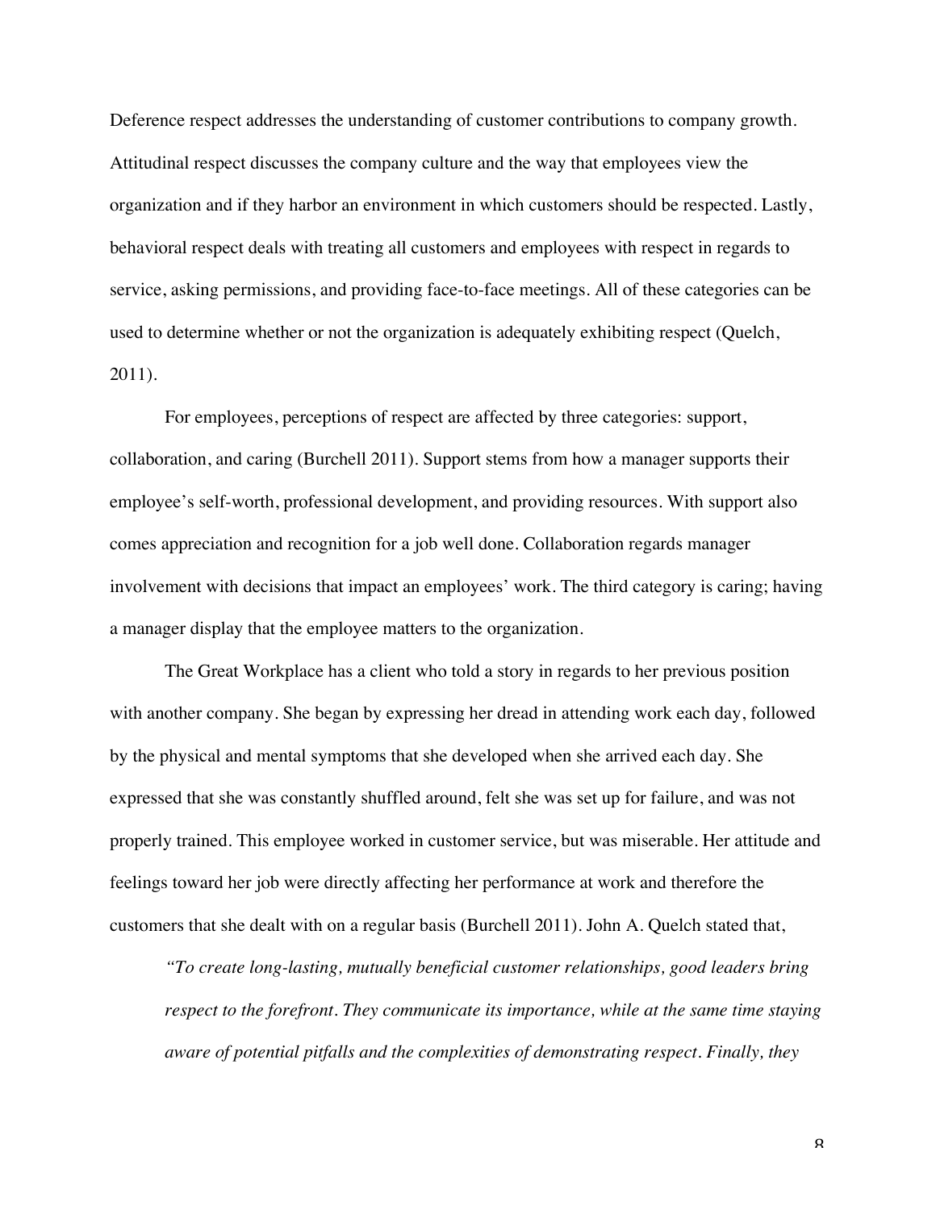Deference respect addresses the understanding of customer contributions to company growth. Attitudinal respect discusses the company culture and the way that employees view the organization and if they harbor an environment in which customers should be respected. Lastly, behavioral respect deals with treating all customers and employees with respect in regards to service, asking permissions, and providing face-to-face meetings. All of these categories can be used to determine whether or not the organization is adequately exhibiting respect (Quelch, 2011).

For employees, perceptions of respect are affected by three categories: support, collaboration, and caring (Burchell 2011). Support stems from how a manager supports their employee's self-worth, professional development, and providing resources. With support also comes appreciation and recognition for a job well done. Collaboration regards manager involvement with decisions that impact an employees' work. The third category is caring; having a manager display that the employee matters to the organization.

The Great Workplace has a client who told a story in regards to her previous position with another company. She began by expressing her dread in attending work each day, followed by the physical and mental symptoms that she developed when she arrived each day. She expressed that she was constantly shuffled around, felt she was set up for failure, and was not properly trained. This employee worked in customer service, but was miserable. Her attitude and feelings toward her job were directly affecting her performance at work and therefore the customers that she dealt with on a regular basis (Burchell 2011). John A. Quelch stated that,

> *"To create long-lasting, mutually beneficial customer relationships, good leaders bring respect to the forefront. They communicate its importance, while at the same time staying aware of potential pitfalls and the complexities of demonstrating respect. Finally, they*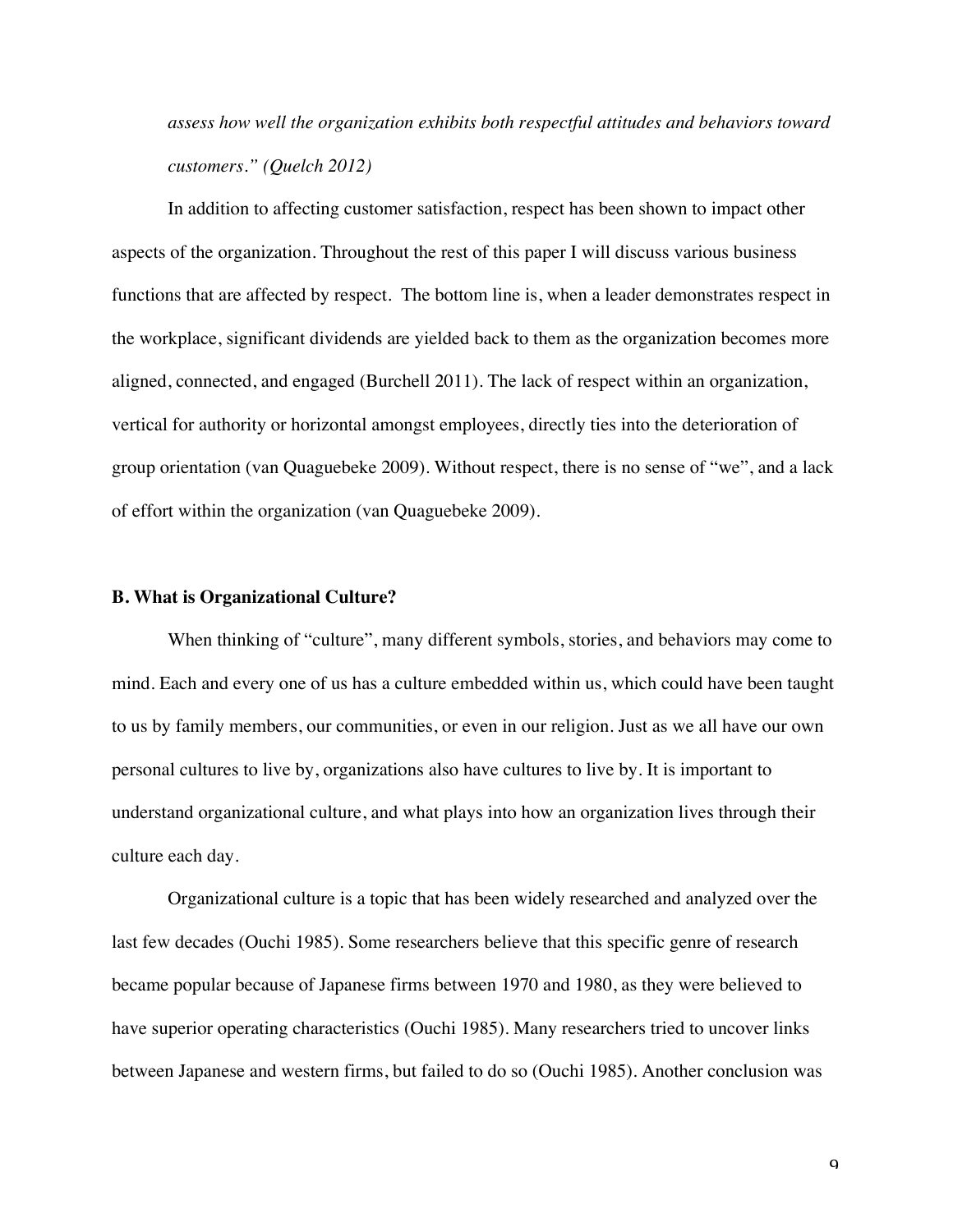*assess how well the organization exhibits both respectful attitudes and behaviors toward customers." (Quelch 2012)*

In addition to affecting customer satisfaction, respect has been shown to impact other aspects of the organization. Throughout the rest of this paper I will discuss various business functions that are affected by respect. The bottom line is, when a leader demonstrates respect in the workplace, significant dividends are yielded back to them as the organization becomes more aligned, connected, and engaged (Burchell 2011). The lack of respect within an organization, vertical for authority or horizontal amongst employees, directly ties into the deterioration of group orientation (van Quaguebeke 2009). Without respect, there is no sense of "we", and a lack of effort within the organization (van Quaguebeke 2009).

**B. What is Organizational Culture?**

When thinking of "culture", many different symbols, stories, and behaviors may come to mind. Each and every one of us has a culture embedded within us, which could have been taught to us by family members, our communities, or even in our religion. Just as we all have our own personal cultures to live by, organizations also have cultures to live by. It is important to understand organizational culture, and what plays into how an organization lives through their culture each day.

Organizational culture is a topic that has been widely researched and analyzed over the last few decades (Ouchi 1985). Some researchers believe that this specific genre of research became popular because of Japanese firms between 1970 and 1980, as they were believed to have superior operating characteristics (Ouchi 1985). Many researchers tried to uncover links between Japanese and western firms, but failed to do so (Ouchi 1985). Another conclusion was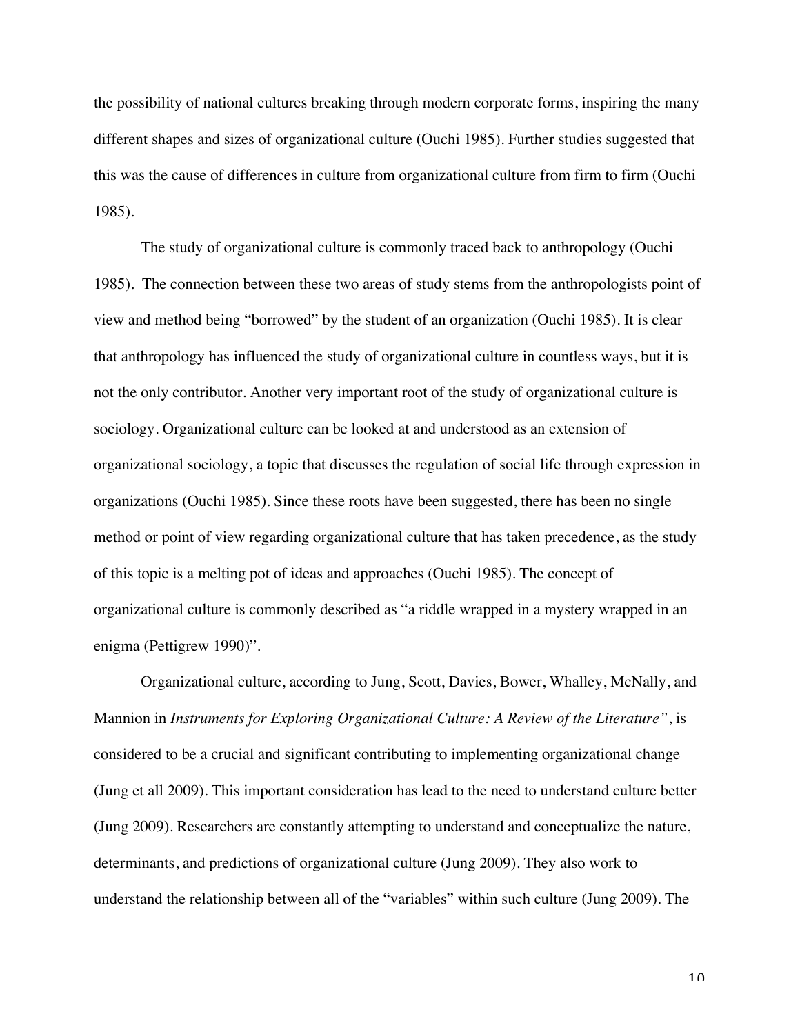the possibility of national cultures breaking through modern corporate forms, inspiring the many different shapes and sizes of organizational culture (Ouchi 1985). Further studies suggested that this was the cause of differences in culture from organizational culture from firm to firm (Ouchi 1985).

The study of organizational culture is commonly traced back to anthropology (Ouchi 1985). The connection between these two areas of study stems from the anthropologists point of view and method being "borrowed" by the student of an organization (Ouchi 1985). It is clear that anthropology has influenced the study of organizational culture in countless ways, but it is not the only contributor. Another very important root of the study of organizational culture is sociology. Organizational culture can be looked at and understood as an extension of organizational sociology, a topic that discusses the regulation of social life through expression in organizations (Ouchi 1985). Since these roots have been suggested, there has been no single method or point of view regarding organizational culture that has taken precedence, as the study of this topic is a melting pot of ideas and approaches (Ouchi 1985). The concept of organizational culture is commonly described as "a riddle wrapped in a mystery wrapped in an enigma (Pettigrew 1990)".

Organizational culture, according to Jung, Scott, Davies, Bower, Whalley, McNally, and Mannion in *Instruments for Exploring Organizational Culture: A Review of the Literature"*, is considered to be a crucial and significant contributing to implementing organizational change (Jung et all 2009). This important consideration has lead to the need to understand culture better (Jung 2009). Researchers are constantly attempting to understand and conceptualize the nature, determinants, and predictions of organizational culture (Jung 2009). They also work to understand the relationship between all of the "variables" within such culture (Jung 2009). The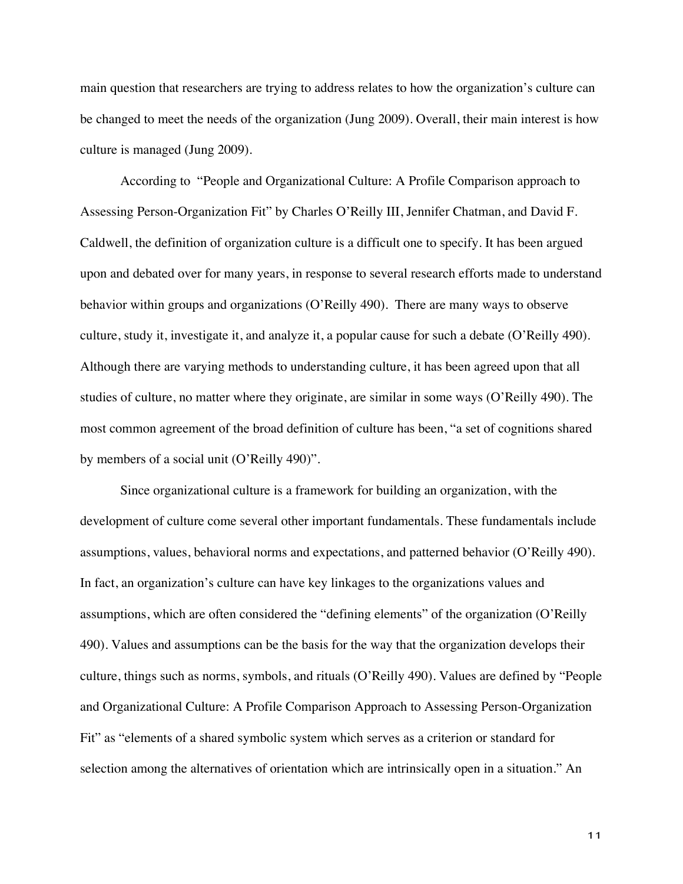main question that researchers are trying to address relates to how the organization's culture can be changed to meet the needs of the organization (Jung 2009). Overall, their main interest is how culture is managed (Jung 2009).

According to "People and Organizational Culture: A Profile Comparison approach to Assessing Person-Organization Fit" by Charles O'Reilly III, Jennifer Chatman, and David F. Caldwell, the definition of organization culture is a difficult one to specify. It has been argued upon and debated over for many years, in response to several research efforts made to understand behavior within groups and organizations (O'Reilly 490). There are many ways to observe culture, study it, investigate it, and analyze it, a popular cause for such a debate (O'Reilly 490). Although there are varying methods to understanding culture, it has been agreed upon that all studies of culture, no matter where they originate, are similar in some ways (O'Reilly 490). The most common agreement of the broad definition of culture has been, "a set of cognitions shared by members of a social unit (O'Reilly 490)".

Since organizational culture is a framework for building an organization, with the development of culture come several other important fundamentals. These fundamentals include assumptions, values, behavioral norms and expectations, and patterned behavior (O'Reilly 490). In fact, an organization's culture can have key linkages to the organizations values and assumptions, which are often considered the "defining elements" of the organization (O'Reilly 490). Values and assumptions can be the basis for the way that the organization develops their culture, things such as norms, symbols, and rituals (O'Reilly 490). Values are defined by "People and Organizational Culture: A Profile Comparison Approach to Assessing Person-Organization Fit" as "elements of a shared symbolic system which serves as a criterion or standard for selection among the alternatives of orientation which are intrinsically open in a situation." An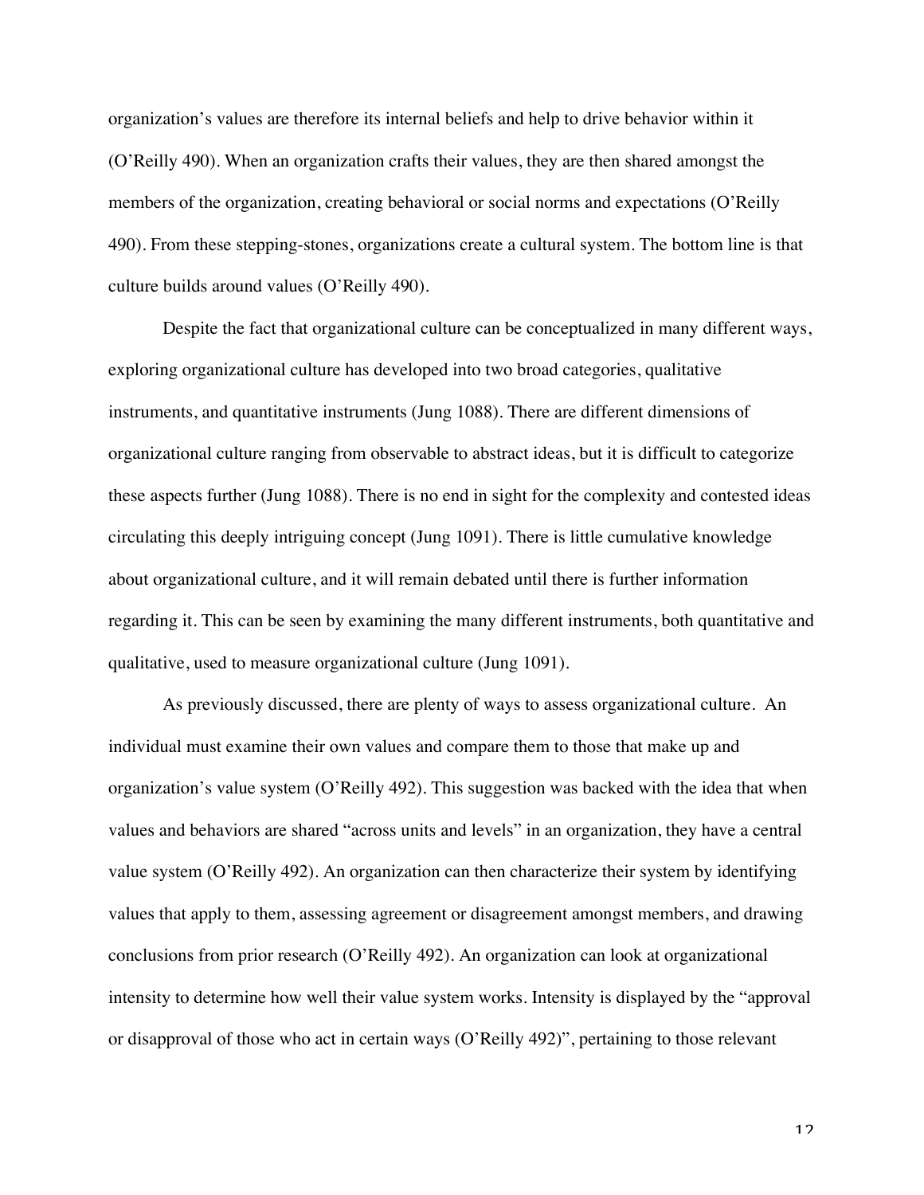organization's values are therefore its internal beliefs and help to drive behavior within it (O'Reilly 490). When an organization crafts their values, they are then shared amongst the members of the organization, creating behavioral or social norms and expectations (O'Reilly 490). From these stepping-stones, organizations create a cultural system. The bottom line is that culture builds around values (O'Reilly 490).

Despite the fact that organizational culture can be conceptualized in many different ways, exploring organizational culture has developed into two broad categories, qualitative instruments, and quantitative instruments (Jung 1088). There are different dimensions of organizational culture ranging from observable to abstract ideas, but it is difficult to categorize these aspects further (Jung 1088). There is no end in sight for the complexity and contested ideas circulating this deeply intriguing concept (Jung 1091). There is little cumulative knowledge about organizational culture, and it will remain debated until there is further information regarding it. This can be seen by examining the many different instruments, both quantitative and qualitative, used to measure organizational culture (Jung 1091).

As previously discussed, there are plenty of ways to assess organizational culture. An individual must examine their own values and compare them to those that make up and organization's value system (O'Reilly 492). This suggestion was backed with the idea that when values and behaviors are shared "across units and levels" in an organization, they have a central value system (O'Reilly 492). An organization can then characterize their system by identifying values that apply to them, assessing agreement or disagreement amongst members, and drawing conclusions from prior research (O'Reilly 492). An organization can look at organizational intensity to determine how well their value system works. Intensity is displayed by the "approval or disapproval of those who act in certain ways (O'Reilly 492)", pertaining to those relevant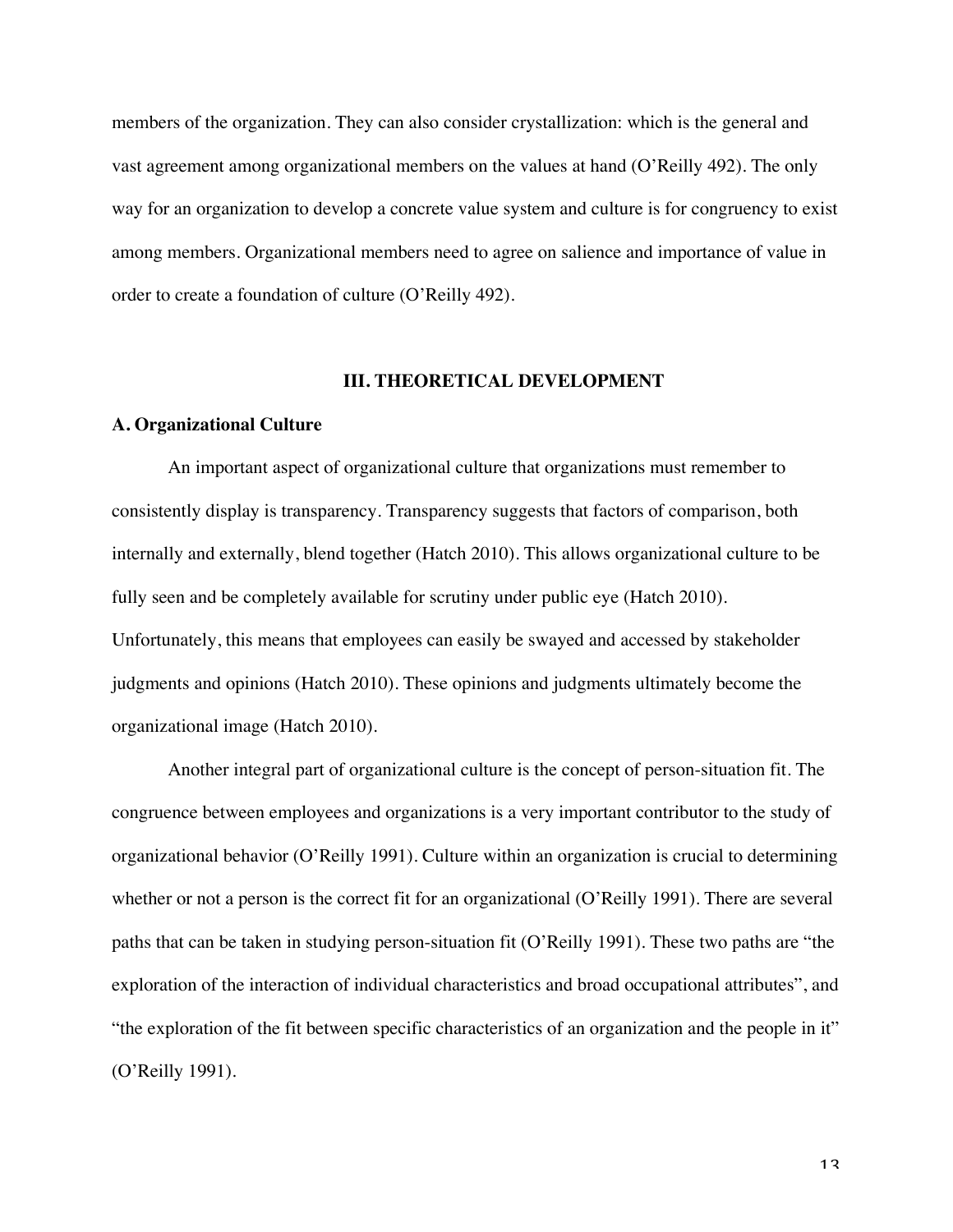members of the organization. They can also consider crystallization: which is the general and vast agreement among organizational members on the values at hand (O'Reilly 492). The only way for an organization to develop a concrete value system and culture is for congruency to exist among members. Organizational members need to agree on salience and importance of value in order to create a foundation of culture (O'Reilly 492).

## III. THEORETICAL DEVELOPMENT

### A. Organizational Culture

An important aspect of organizational culture that organizations must remember to consistently display is transparency. Transparency suggests that factors of comparison, both internally and externally, blend together (Hatch 2010). This allows organizational culture to be fully seen and be completely available for scrutiny under public eye (Hatch 2010). Unfortunately, this means that employees can easily be swayed and accessed by stakeholder judgments and opinions (Hatch 2010). These opinions and judgments ultimately become the organizational image (Hatch 2010).

Another integral part of organizational culture is the concept of person-situation fit. The congruence between employees and organizations is a very important contributor to the study of organizational behavior (O'Reilly 1991). Culture within an organization is crucial to determining whether or not a person is the correct fit for an organizational (O'Reilly 1991). There are several paths that can be taken in studying person-situation fit (O'Reilly 1991). These two paths are "the exploration of the interaction of individual characteristics and broad occupational attributes", and "the exploration of the fit between specific characteristics of an organization and the people in it" (O'Reilly 1991).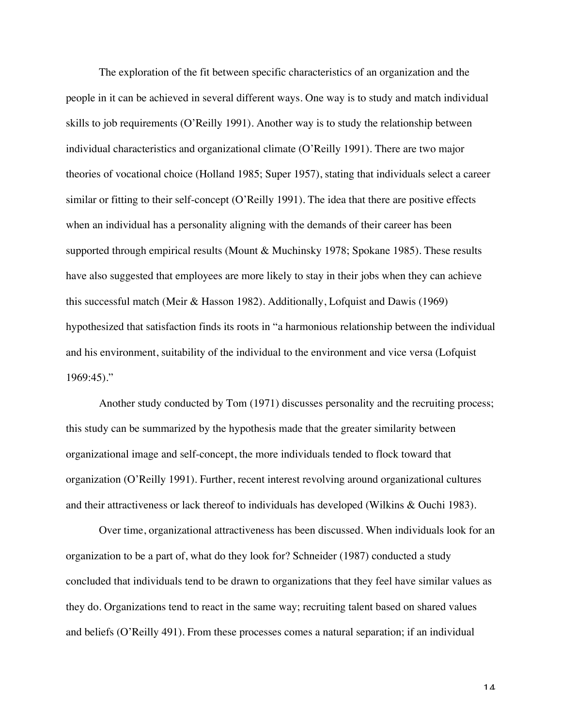The exploration of the fit between specific characteristics of an organization and the people in it can be achieved in several different ways. One way is to study and match individual skills to job requirements (O'Reilly 1991). Another way is to study the relationship between individual characteristics and organizational climate (O'Reilly 1991). There are two major theories of vocational choice (Holland 1985; Super 1957), stating that individuals select a career similar or fitting to their self-concept (O'Reilly 1991). The idea that there are positive effects when an individual has a personality aligning with the demands of their career has been supported through empirical results (Mount & Muchinsky 1978; Spokane 1985). These results have also suggested that employees are more likely to stay in their jobs when they can achieve this successful match (Meir & Hasson 1982). Additionally, Lofquist and Dawis (1969) hypothesized that satisfaction finds its roots in "a harmonious relationship between the individual and his environment, suitability of the individual to the environment and vice versa (Lofquist 1969:45)."

Another study conducted by Tom (1971) discusses personality and the recruiting process; this study can be summarized by the hypothesis made that the greater similarity between organizational image and self-concept, the more individuals tended to flock toward that organization (O'Reilly 1991). Further, recent interest revolving around organizational cultures and their attractiveness or lack thereof to individuals has developed (Wilkins & Ouchi 1983).

Over time, organizational attractiveness has been discussed. When individuals look for an organization to be a part of, what do they look for? Schneider (1987) conducted a study concluded that individuals tend to be drawn to organizations that they feel have similar values as they do. Organizations tend to react in the same way; recruiting talent based on shared values and beliefs (O'Reilly 491). From these processes comes a natural separation; if an individual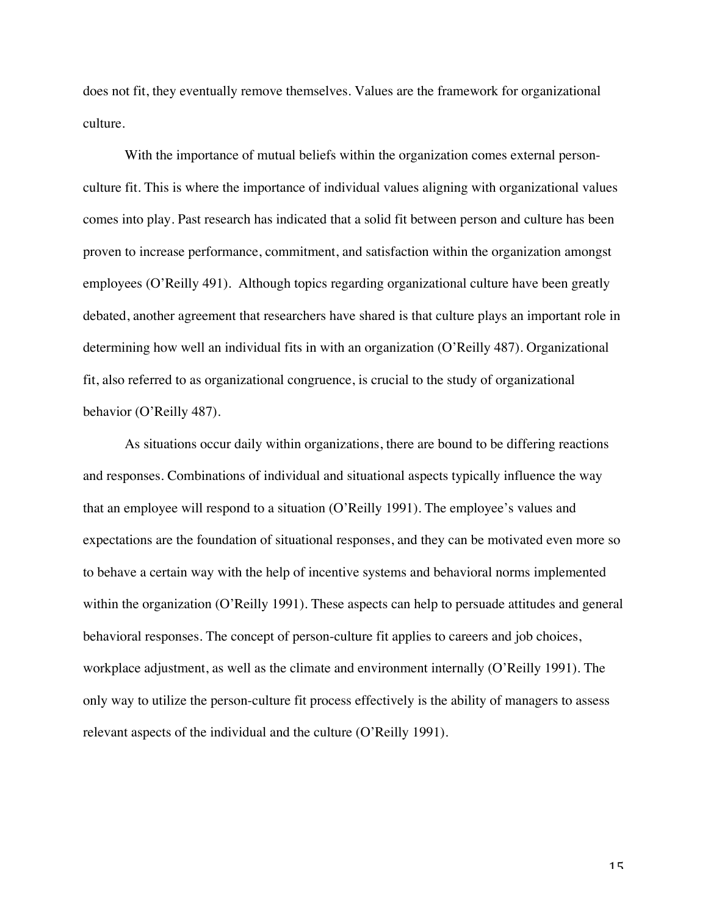does not fit, they eventually remove themselves. Values are the framework for organizational culture.

With the importance of mutual beliefs within the organization comes external person-culture fit. This is where the importance of individual values aligning with organizational values comes into play. Past research has indicated that a solid fit between person and culture has been proven to increase performance, commitment, and satisfaction within the organization amongst employees (O'Reilly 491). Although topics regarding organizational culture have been greatly debated, another agreement that researchers have shared is that culture plays an important role in determining how well an individual fits in with an organization (O'Reilly 487). Organizational fit, also referred to as organizational congruence, is crucial to the study of organizational behavior (O'Reilly 487).

As situations occur daily within organizations, there are bound to be differing reactions and responses. Combinations of individual and situational aspects typically influence the way that an employee will respond to a situation (O'Reilly 1991). The employee's values and expectations are the foundation of situational responses, and they can be motivated even more so to behave a certain way with the help of incentive systems and behavioral norms implemented within the organization (O'Reilly 1991). These aspects can help to persuade attitudes and general behavioral responses. The concept of person-culture fit applies to careers and job choices, workplace adjustment, as well as the climate and environment internally (O'Reilly 1991). The only way to utilize the person-culture fit process effectively is the ability of managers to assess relevant aspects of the individual and the culture (O'Reilly 1991).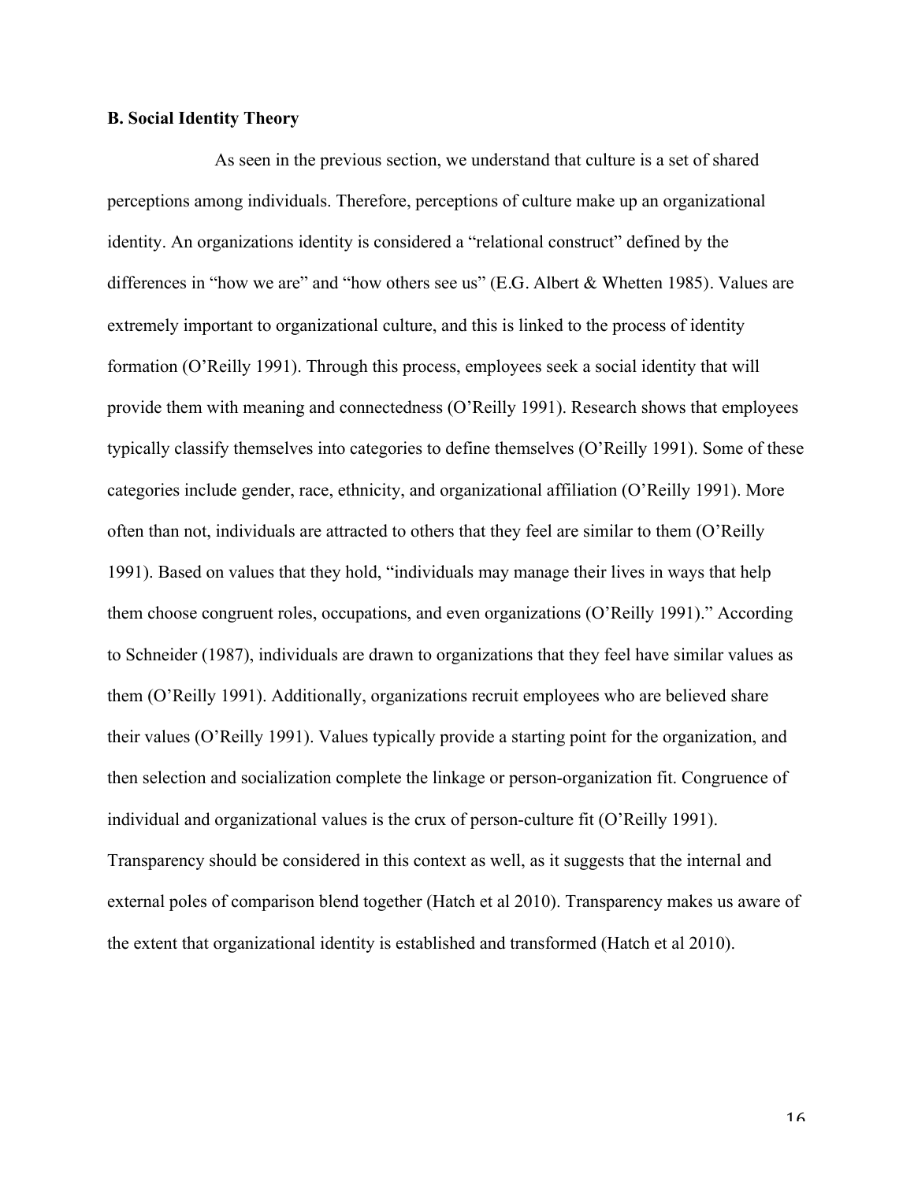**B. Social Identity Theory**

As seen in the previous section, we understand that culture is a set of shared perceptions among individuals. Therefore, perceptions of culture make up an organizational identity. An organizations identity is considered a "relational construct" defined by the differences in "how we are" and "how others see us" (E.G. Albert & Whetten 1985). Values are extremely important to organizational culture, and this is linked to the process of identity formation (O'Reilly 1991). Through this process, employees seek a social identity that will provide them with meaning and connectedness (O'Reilly 1991). Research shows that employees typically classify themselves into categories to define themselves (O'Reilly 1991). Some of these categories include gender, race, ethnicity, and organizational affiliation (O'Reilly 1991). More often than not, individuals are attracted to others that they feel are similar to them (O'Reilly 1991). Based on values that they hold, "individuals may manage their lives in ways that help them choose congruent roles, occupations, and even organizations (O'Reilly 1991)." According to Schneider (1987), individuals are drawn to organizations that they feel have similar values as them (O'Reilly 1991). Additionally, organizations recruit employees who are believed share their values (O'Reilly 1991). Values typically provide a starting point for the organization, and then selection and socialization complete the linkage or person-organization fit. Congruence of individual and organizational values is the crux of person-culture fit (O'Reilly 1991). Transparency should be considered in this context as well, as it suggests that the internal and external poles of comparison blend together (Hatch et al 2010). Transparency makes us aware of the extent that organizational identity is established and transformed (Hatch et al 2010).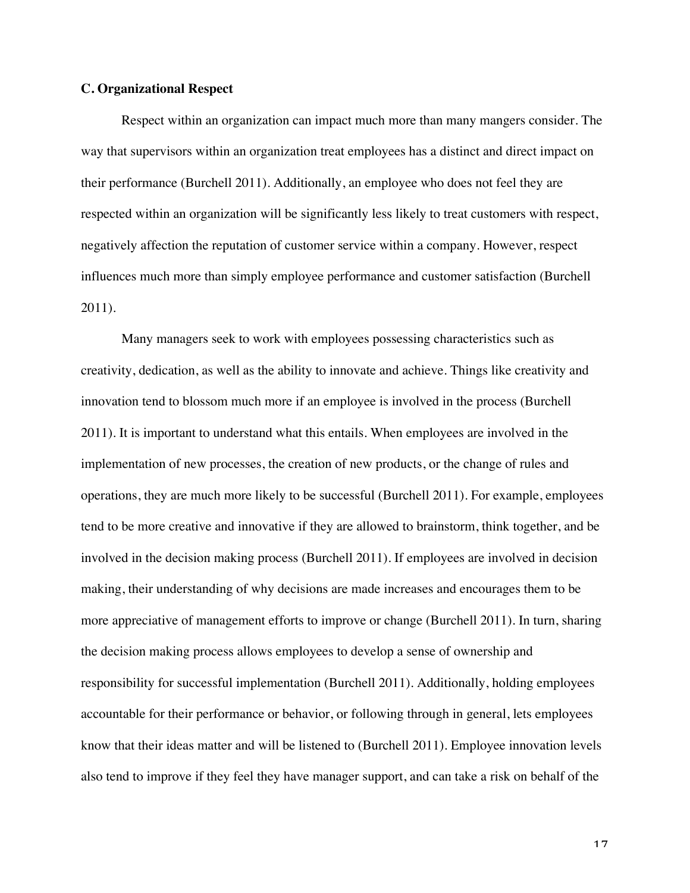### C. Organizational Respect

Respect within an organization can impact much more than many mangers consider. The way that supervisors within an organization treat employees has a distinct and direct impact on their performance (Burchell 2011). Additionally, an employee who does not feel they are respected within an organization will be significantly less likely to treat customers with respect, negatively affection the reputation of customer service within a company. However, respect influences much more than simply employee performance and customer satisfaction (Burchell 2011).

Many managers seek to work with employees possessing characteristics such as creativity, dedication, as well as the ability to innovate and achieve. Things like creativity and innovation tend to blossom much more if an employee is involved in the process (Burchell 2011). It is important to understand what this entails. When employees are involved in the implementation of new processes, the creation of new products, or the change of rules and operations, they are much more likely to be successful (Burchell 2011). For example, employees tend to be more creative and innovative if they are allowed to brainstorm, think together, and be involved in the decision making process (Burchell 2011). If employees are involved in decision making, their understanding of why decisions are made increases and encourages them to be more appreciative of management efforts to improve or change (Burchell 2011). In turn, sharing the decision making process allows employees to develop a sense of ownership and responsibility for successful implementation (Burchell 2011). Additionally, holding employees accountable for their performance or behavior, or following through in general, lets employees know that their ideas matter and will be listened to (Burchell 2011). Employee innovation levels also tend to improve if they feel they have manager support, and can take a risk on behalf of the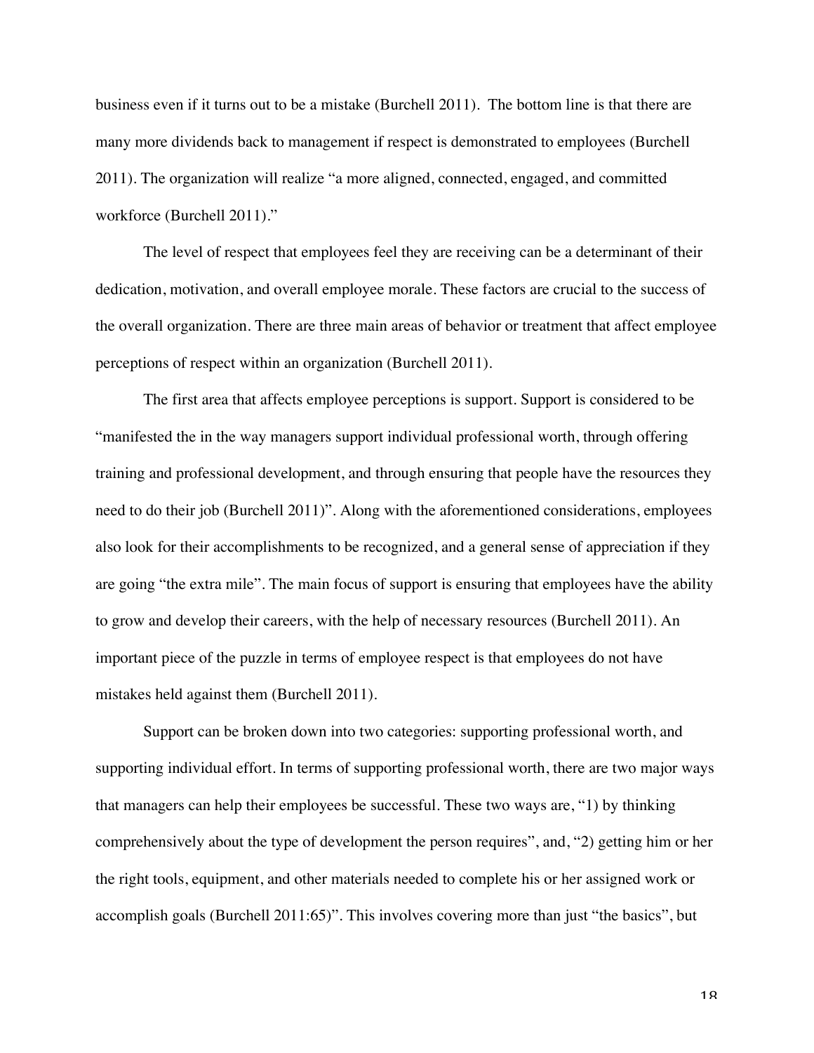business even if it turns out to be a mistake (Burchell 2011). The bottom line is that there are many more dividends back to management if respect is demonstrated to employees (Burchell 2011). The organization will realize "a more aligned, connected, engaged, and committed workforce (Burchell 2011)."

The level of respect that employees feel they are receiving can be a determinant of their dedication, motivation, and overall employee morale. These factors are crucial to the success of the overall organization. There are three main areas of behavior or treatment that affect employee perceptions of respect within an organization (Burchell 2011).

The first area that affects employee perceptions is support. Support is considered to be "manifested the in the way managers support individual professional worth, through offering training and professional development, and through ensuring that people have the resources they need to do their job (Burchell 2011)". Along with the aforementioned considerations, employees also look for their accomplishments to be recognized, and a general sense of appreciation if they are going "the extra mile". The main focus of support is ensuring that employees have the ability to grow and develop their careers, with the help of necessary resources (Burchell 2011). An important piece of the puzzle in terms of employee respect is that employees do not have mistakes held against them (Burchell 2011).

Support can be broken down into two categories: supporting professional worth, and supporting individual effort. In terms of supporting professional worth, there are two major ways that managers can help their employees be successful. These two ways are, "1) by thinking comprehensively about the type of development the person requires", and, "2) getting him or her the right tools, equipment, and other materials needed to complete his or her assigned work or accomplish goals (Burchell 2011:65)". This involves covering more than just "the basics", but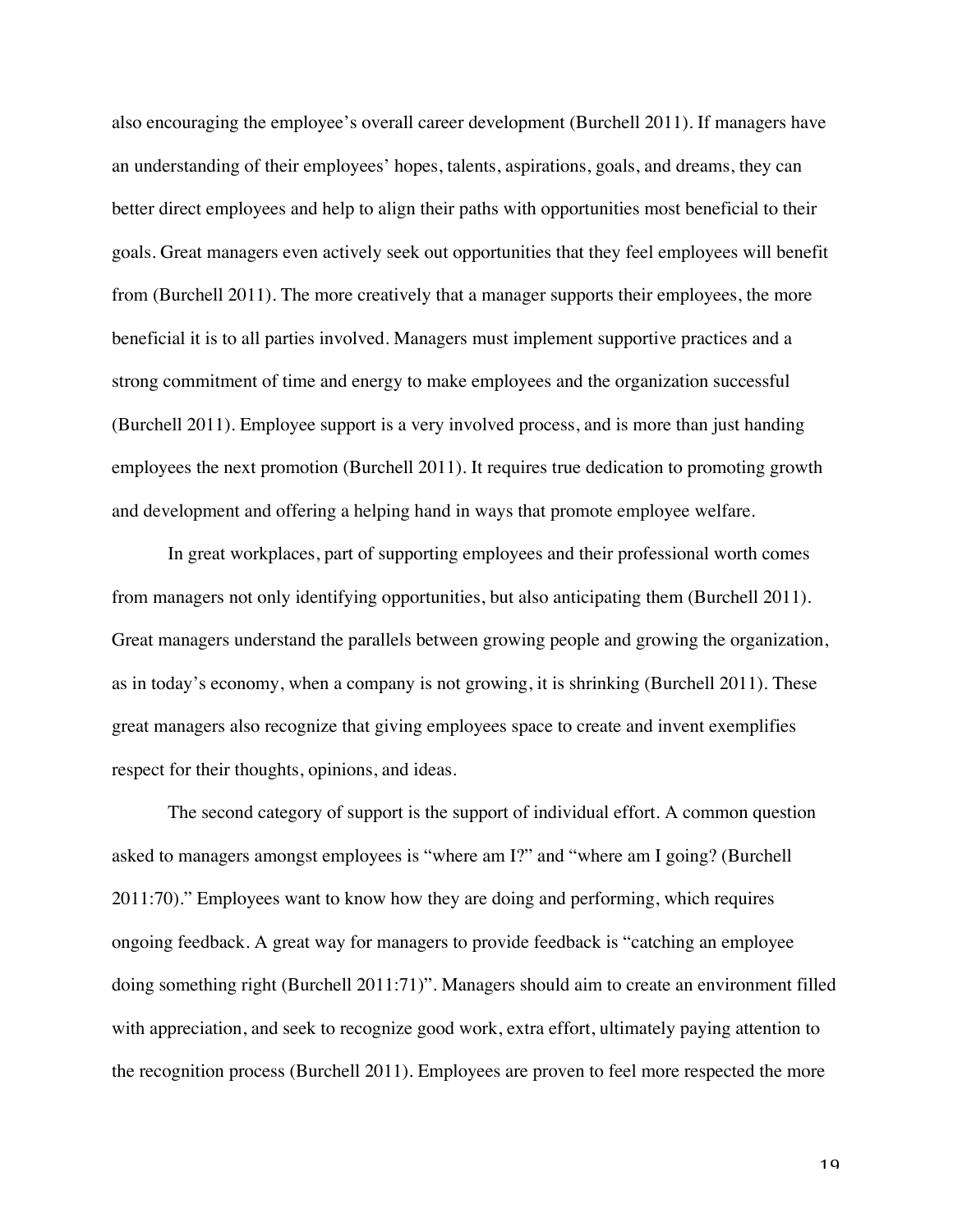also encouraging the employee's overall career development (Burchell 2011). If managers have an understanding of their employees' hopes, talents, aspirations, goals, and dreams, they can better direct employees and help to align their paths with opportunities most beneficial to their goals. Great managers even actively seek out opportunities that they feel employees will benefit from (Burchell 2011). The more creatively that a manager supports their employees, the more beneficial it is to all parties involved. Managers must implement supportive practices and a strong commitment of time and energy to make employees and the organization successful (Burchell 2011). Employee support is a very involved process, and is more than just handing employees the next promotion (Burchell 2011). It requires true dedication to promoting growth and development and offering a helping hand in ways that promote employee welfare.

In great workplaces, part of supporting employees and their professional worth comes from managers not only identifying opportunities, but also anticipating them (Burchell 2011). Great managers understand the parallels between growing people and growing the organization, as in today's economy, when a company is not growing, it is shrinking (Burchell 2011). These great managers also recognize that giving employees space to create and invent exemplifies respect for their thoughts, opinions, and ideas.

The second category of support is the support of individual effort. A common question asked to managers amongst employees is "where am I?" and "where am I going? (Burchell 2011:70)." Employees want to know how they are doing and performing, which requires ongoing feedback. A great way for managers to provide feedback is "catching an employee doing something right (Burchell 2011:71)". Managers should aim to create an environment filled with appreciation, and seek to recognize good work, extra effort, ultimately paying attention to the recognition process (Burchell 2011). Employees are proven to feel more respected the more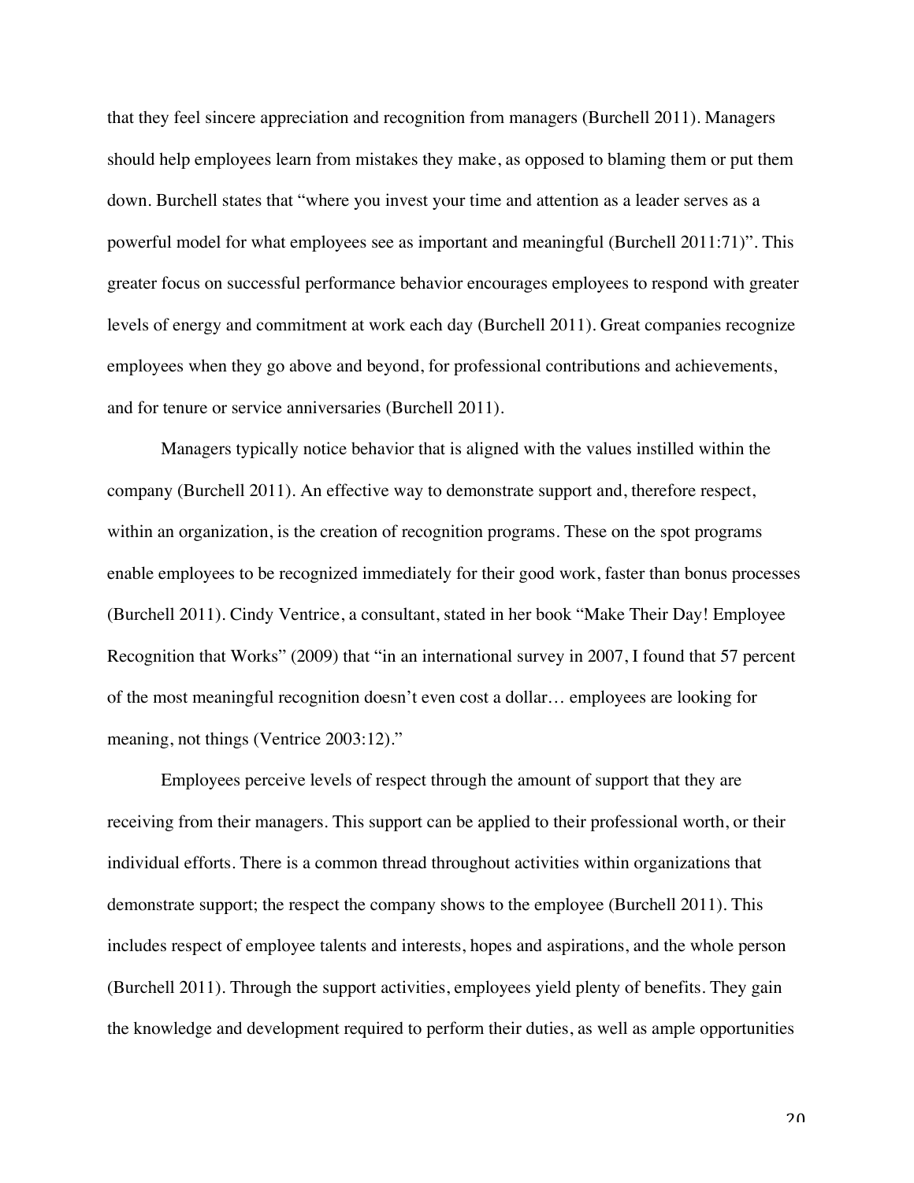that they feel sincere appreciation and recognition from managers (Burchell 2011). Managers should help employees learn from mistakes they make, as opposed to blaming them or put them down. Burchell states that "where you invest your time and attention as a leader serves as a powerful model for what employees see as important and meaningful (Burchell 2011:71)". This greater focus on successful performance behavior encourages employees to respond with greater levels of energy and commitment at work each day (Burchell 2011). Great companies recognize employees when they go above and beyond, for professional contributions and achievements, and for tenure or service anniversaries (Burchell 2011).

Managers typically notice behavior that is aligned with the values instilled within the company (Burchell 2011). An effective way to demonstrate support and, therefore respect, within an organization, is the creation of recognition programs. These on the spot programs enable employees to be recognized immediately for their good work, faster than bonus processes (Burchell 2011). Cindy Ventrice, a consultant, stated in her book "Make Their Day! Employee Recognition that Works" (2009) that "in an international survey in 2007, I found that 57 percent of the most meaningful recognition doesn't even cost a dollar… employees are looking for meaning, not things (Ventrice 2003:12)."

Employees perceive levels of respect through the amount of support that they are receiving from their managers. This support can be applied to their professional worth, or their individual efforts. There is a common thread throughout activities within organizations that demonstrate support; the respect the company shows to the employee (Burchell 2011). This includes respect of employee talents and interests, hopes and aspirations, and the whole person (Burchell 2011). Through the support activities, employees yield plenty of benefits. They gain the knowledge and development required to perform their duties, as well as ample opportunities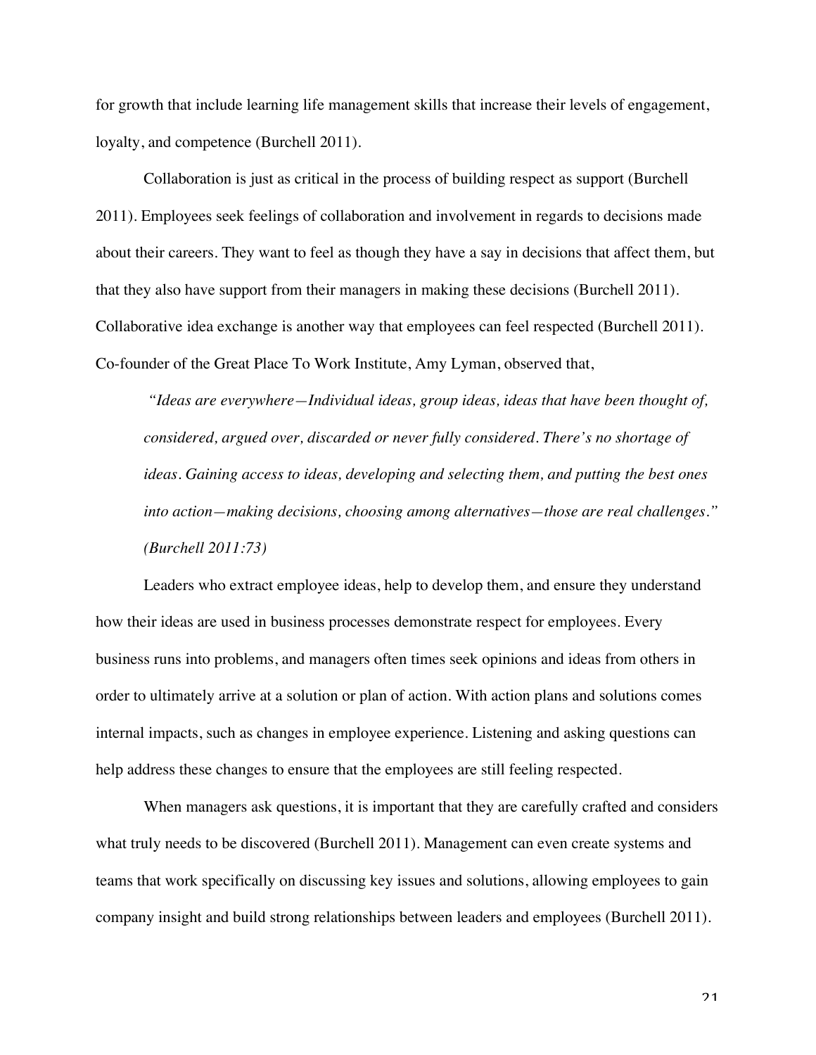for growth that include learning life management skills that increase their levels of engagement, loyalty, and competence (Burchell 2011).

Collaboration is just as critical in the process of building respect as support (Burchell 2011). Employees seek feelings of collaboration and involvement in regards to decisions made about their careers. They want to feel as though they have a say in decisions that affect them, but that they also have support from their managers in making these decisions (Burchell 2011). Collaborative idea exchange is another way that employees can feel respected (Burchell 2011). Co-founder of the Great Place To Work Institute, Amy Lyman, observed that,

> *"Ideas are everywhere—Individual ideas, group ideas, ideas that have been thought of, considered, argued over, discarded or never fully considered. There's no shortage of ideas. Gaining access to ideas, developing and selecting them, and putting the best ones into action—making decisions, choosing among alternatives—those are real challenges." (Burchell 2011:73)*

Leaders who extract employee ideas, help to develop them, and ensure they understand how their ideas are used in business processes demonstrate respect for employees. Every business runs into problems, and managers often times seek opinions and ideas from others in order to ultimately arrive at a solution or plan of action. With action plans and solutions comes internal impacts, such as changes in employee experience. Listening and asking questions can help address these changes to ensure that the employees are still feeling respected.

When managers ask questions, it is important that they are carefully crafted and considers what truly needs to be discovered (Burchell 2011). Management can even create systems and teams that work specifically on discussing key issues and solutions, allowing employees to gain company insight and build strong relationships between leaders and employees (Burchell 2011).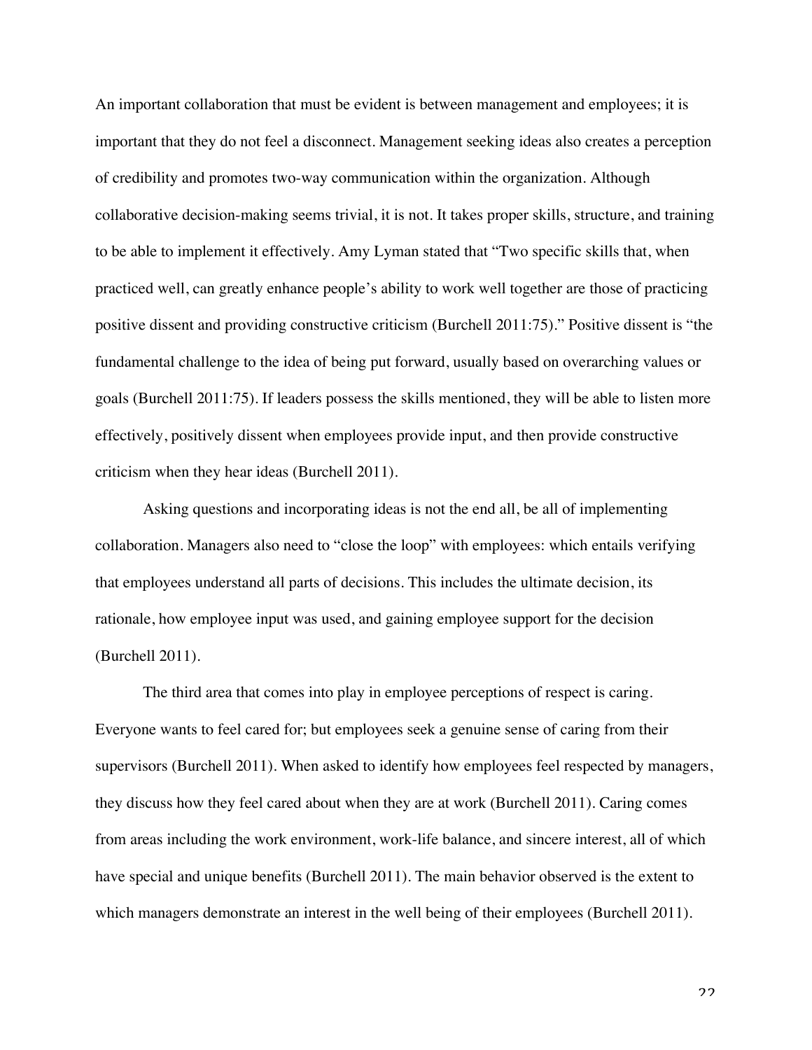An important collaboration that must be evident is between management and employees; it is important that they do not feel a disconnect. Management seeking ideas also creates a perception of credibility and promotes two-way communication within the organization. Although collaborative decision-making seems trivial, it is not. It takes proper skills, structure, and training to be able to implement it effectively. Amy Lyman stated that "Two specific skills that, when practiced well, can greatly enhance people's ability to work well together are those of practicing positive dissent and providing constructive criticism (Burchell 2011:75)." Positive dissent is "the fundamental challenge to the idea of being put forward, usually based on overarching values or goals (Burchell 2011:75). If leaders possess the skills mentioned, they will be able to listen more effectively, positively dissent when employees provide input, and then provide constructive criticism when they hear ideas (Burchell 2011).

Asking questions and incorporating ideas is not the end all, be all of implementing collaboration. Managers also need to "close the loop" with employees: which entails verifying that employees understand all parts of decisions. This includes the ultimate decision, its rationale, how employee input was used, and gaining employee support for the decision (Burchell 2011).

The third area that comes into play in employee perceptions of respect is caring. Everyone wants to feel cared for; but employees seek a genuine sense of caring from their supervisors (Burchell 2011). When asked to identify how employees feel respected by managers, they discuss how they feel cared about when they are at work (Burchell 2011). Caring comes from areas including the work environment, work-life balance, and sincere interest, all of which have special and unique benefits (Burchell 2011). The main behavior observed is the extent to which managers demonstrate an interest in the well being of their employees (Burchell 2011).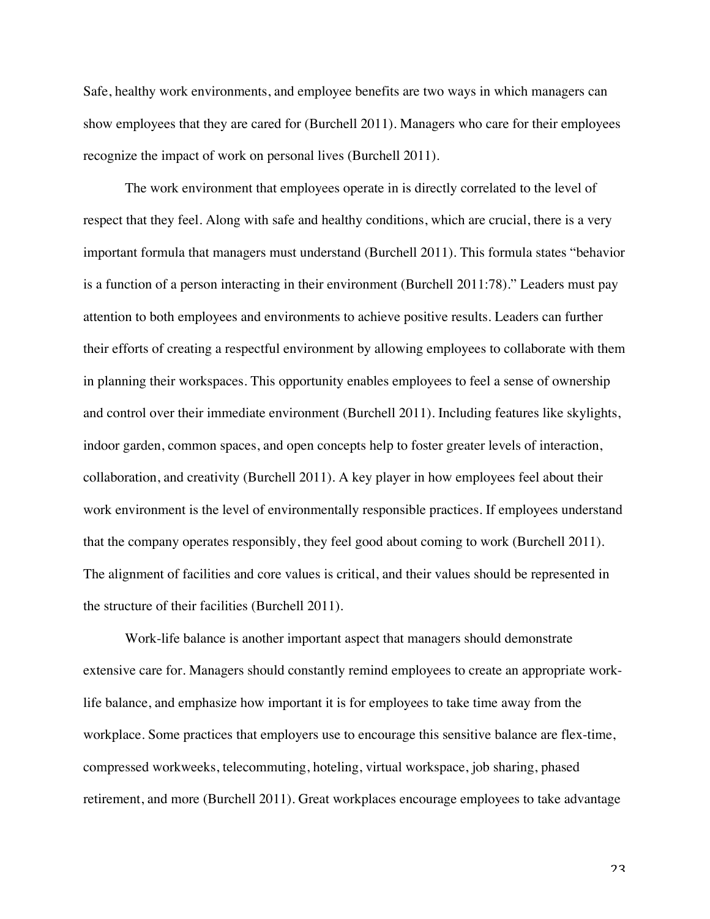Safe, healthy work environments, and employee benefits are two ways in which managers can show employees that they are cared for (Burchell 2011). Managers who care for their employees recognize the impact of work on personal lives (Burchell 2011).

The work environment that employees operate in is directly correlated to the level of respect that they feel. Along with safe and healthy conditions, which are crucial, there is a very important formula that managers must understand (Burchell 2011). This formula states "behavior is a function of a person interacting in their environment (Burchell 2011:78)." Leaders must pay attention to both employees and environments to achieve positive results. Leaders can further their efforts of creating a respectful environment by allowing employees to collaborate with them in planning their workspaces. This opportunity enables employees to feel a sense of ownership and control over their immediate environment (Burchell 2011). Including features like skylights, indoor garden, common spaces, and open concepts help to foster greater levels of interaction, collaboration, and creativity (Burchell 2011). A key player in how employees feel about their work environment is the level of environmentally responsible practices. If employees understand that the company operates responsibly, they feel good about coming to work (Burchell 2011). The alignment of facilities and core values is critical, and their values should be represented in the structure of their facilities (Burchell 2011).

Work-life balance is another important aspect that managers should demonstrate extensive care for. Managers should constantly remind employees to create an appropriate work-life balance, and emphasize how important it is for employees to take time away from the workplace. Some practices that employers use to encourage this sensitive balance are flex-time, compressed workweeks, telecommuting, hoteling, virtual workspace, job sharing, phased retirement, and more (Burchell 2011). Great workplaces encourage employees to take advantage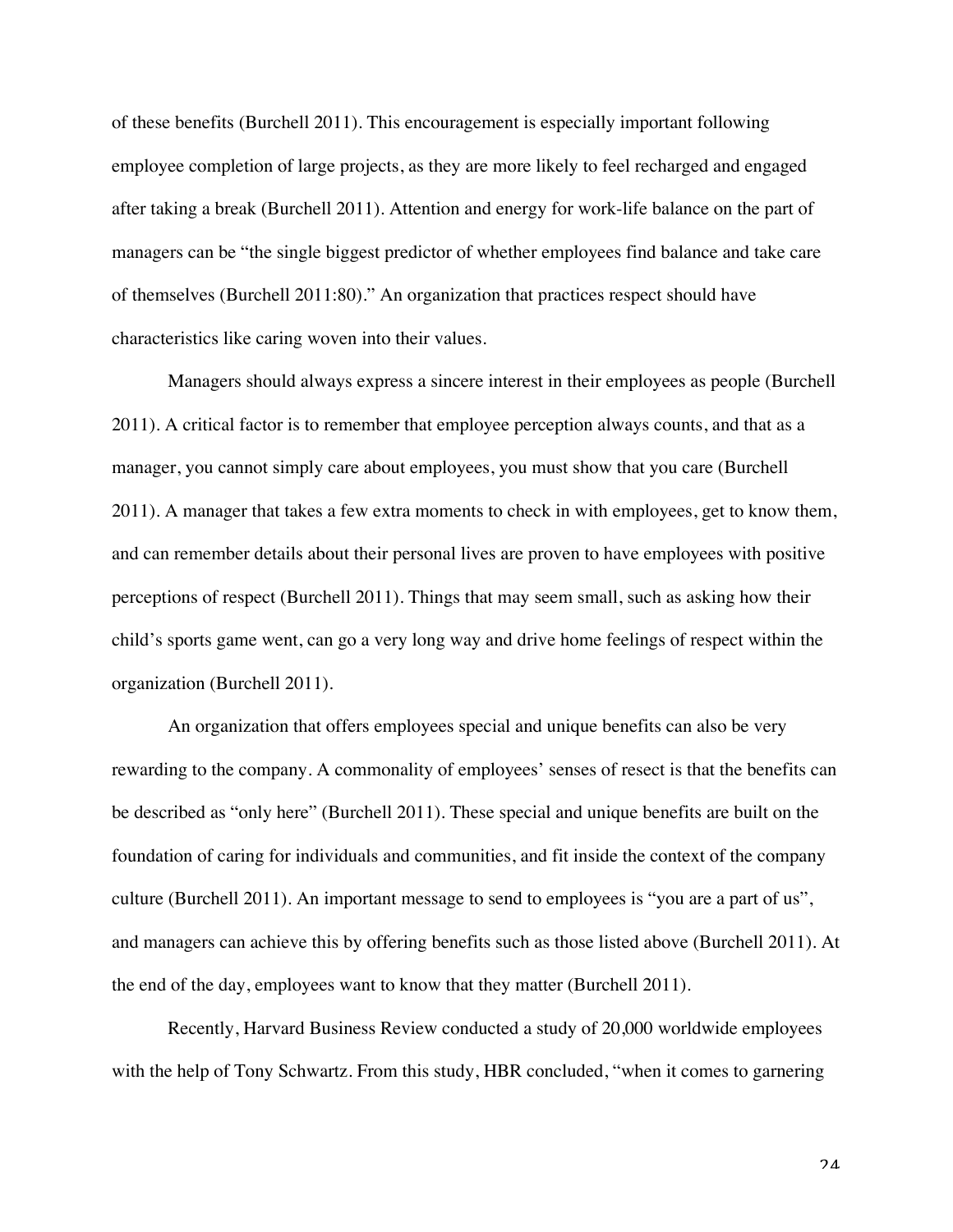of these benefits (Burchell 2011). This encouragement is especially important following employee completion of large projects, as they are more likely to feel recharged and engaged after taking a break (Burchell 2011). Attention and energy for work-life balance on the part of managers can be "the single biggest predictor of whether employees find balance and take care of themselves (Burchell 2011:80)." An organization that practices respect should have characteristics like caring woven into their values.

Managers should always express a sincere interest in their employees as people (Burchell 2011). A critical factor is to remember that employee perception always counts, and that as a manager, you cannot simply care about employees, you must show that you care (Burchell 2011). A manager that takes a few extra moments to check in with employees, get to know them, and can remember details about their personal lives are proven to have employees with positive perceptions of respect (Burchell 2011). Things that may seem small, such as asking how their child's sports game went, can go a very long way and drive home feelings of respect within the organization (Burchell 2011).

An organization that offers employees special and unique benefits can also be very rewarding to the company. A commonality of employees' senses of resect is that the benefits can be described as "only here" (Burchell 2011). These special and unique benefits are built on the foundation of caring for individuals and communities, and fit inside the context of the company culture (Burchell 2011). An important message to send to employees is "you are a part of us", and managers can achieve this by offering benefits such as those listed above (Burchell 2011). At the end of the day, employees want to know that they matter (Burchell 2011).

Recently, Harvard Business Review conducted a study of 20,000 worldwide employees with the help of Tony Schwartz. From this study, HBR concluded, "when it comes to garnering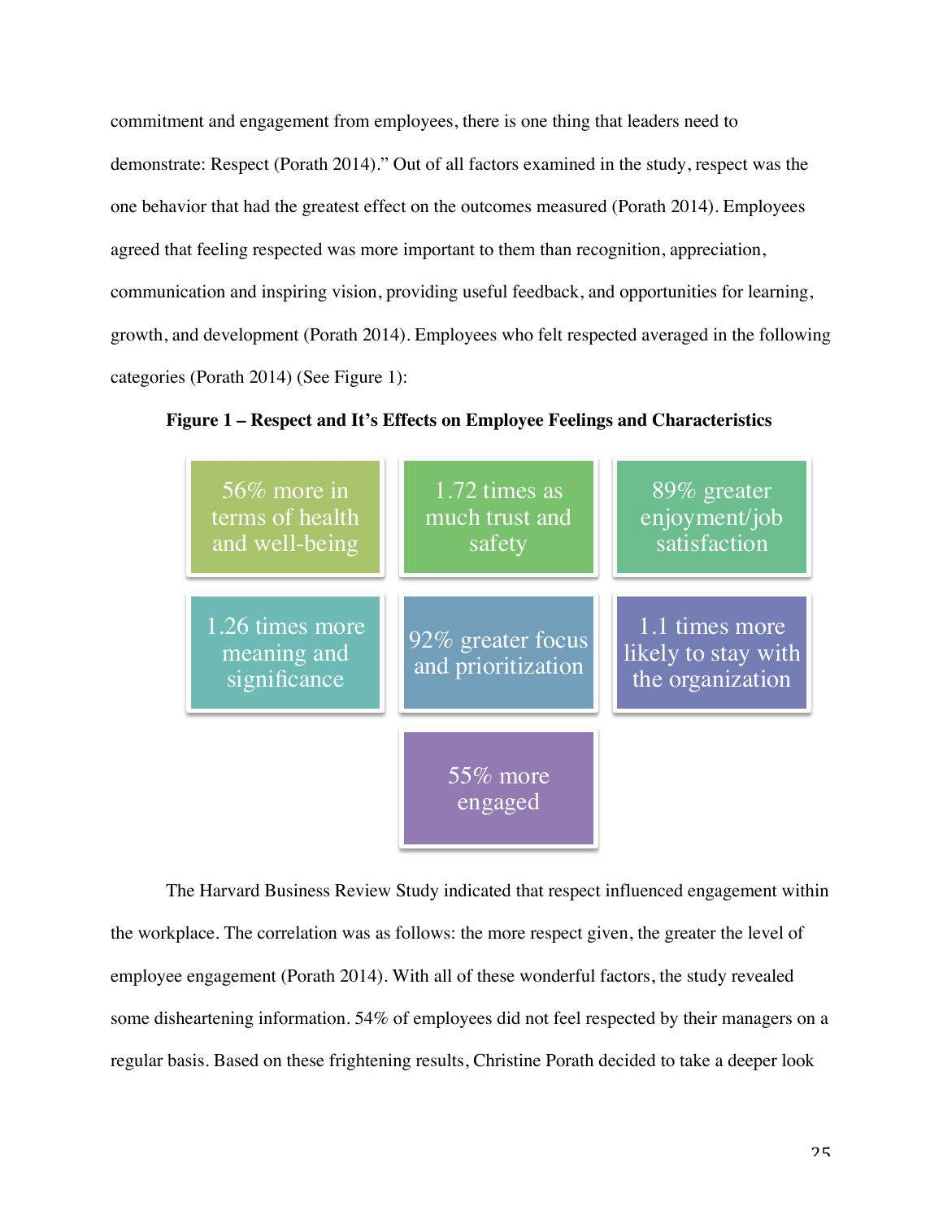commitment and engagement from employees, there is one thing that leaders need to demonstrate: Respect (Porath 2014)." Out of all factors examined in the study, respect was the one behavior that had the greatest effect on the outcomes measured (Porath 2014). Employees agreed that feeling respected was more important to them than recognition, appreciation, communication and inspiring vision, providing useful feedback, and opportunities for learning, growth, and development (Porath 2014). Employees who felt respected averaged in the following categories (Porath 2014) (See Figure 1):

**Figure 1 – Respect and It's Effects on Employee Feelings and Characteristics**

- 56% more in terms of health and well-being
- 1.72 times as much trust and safety
- 89% greater enjoyment/job satisfaction
- 1.26 times more meaning and significance
- 92% greater focus and prioritization
- 1.1 times more likely to stay with the organization
- 55% more engaged

The Harvard Business Review Study indicated that respect influenced engagement within the workplace. The correlation was as follows: the more respect given, the greater the level of employee engagement (Porath 2014). With all of these wonderful factors, the study revealed some disheartening information. 54% of employees did not feel respected by their managers on a regular basis. Based on these frightening results, Christine Porath decided to take a deeper look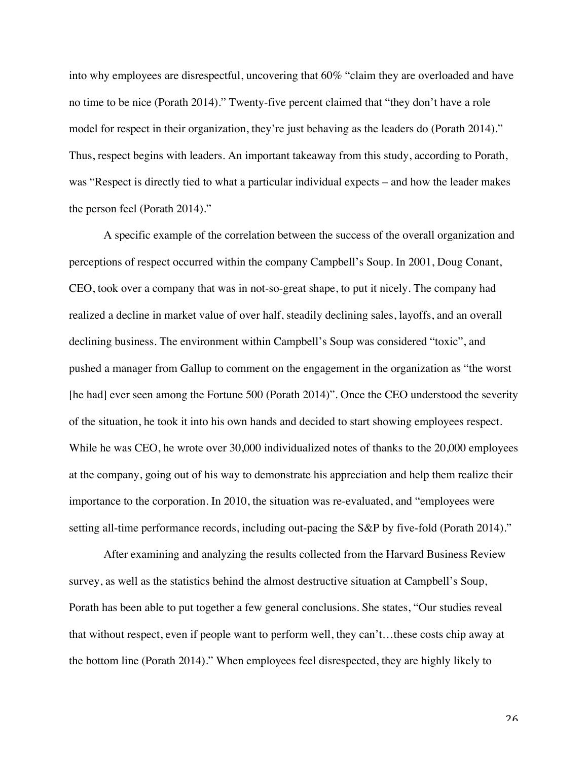into why employees are disrespectful, uncovering that 60% "claim they are overloaded and have no time to be nice (Porath 2014)." Twenty-five percent claimed that "they don't have a role model for respect in their organization, they're just behaving as the leaders do (Porath 2014)." Thus, respect begins with leaders. An important takeaway from this study, according to Porath, was "Respect is directly tied to what a particular individual expects – and how the leader makes the person feel (Porath 2014)."

A specific example of the correlation between the success of the overall organization and perceptions of respect occurred within the company Campbell's Soup. In 2001, Doug Conant, CEO, took over a company that was in not-so-great shape, to put it nicely. The company had realized a decline in market value of over half, steadily declining sales, layoffs, and an overall declining business. The environment within Campbell's Soup was considered "toxic", and pushed a manager from Gallup to comment on the engagement in the organization as "the worst [he had] ever seen among the Fortune 500 (Porath 2014)". Once the CEO understood the severity of the situation, he took it into his own hands and decided to start showing employees respect. While he was CEO, he wrote over 30,000 individualized notes of thanks to the 20,000 employees at the company, going out of his way to demonstrate his appreciation and help them realize their importance to the corporation. In 2010, the situation was re-evaluated, and "employees were setting all-time performance records, including out-pacing the S&P by five-fold (Porath 2014)."

After examining and analyzing the results collected from the Harvard Business Review survey, as well as the statistics behind the almost destructive situation at Campbell's Soup, Porath has been able to put together a few general conclusions. She states, "Our studies reveal that without respect, even if people want to perform well, they can't…these costs chip away at the bottom line (Porath 2014)." When employees feel disrespected, they are highly likely to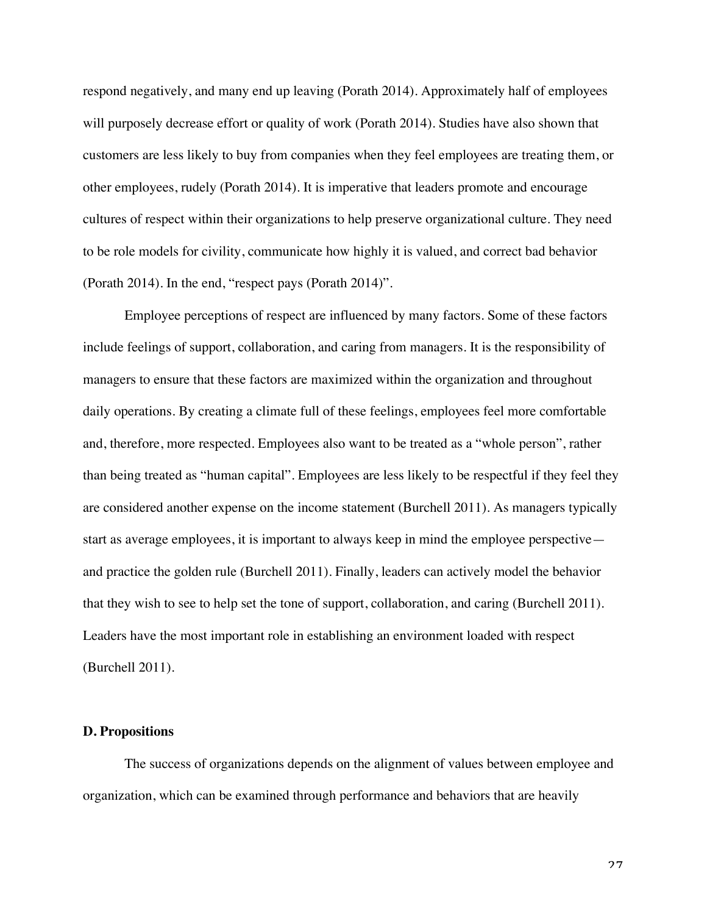respond negatively, and many end up leaving (Porath 2014). Approximately half of employees will purposely decrease effort or quality of work (Porath 2014). Studies have also shown that customers are less likely to buy from companies when they feel employees are treating them, or other employees, rudely (Porath 2014). It is imperative that leaders promote and encourage cultures of respect within their organizations to help preserve organizational culture. They need to be role models for civility, communicate how highly it is valued, and correct bad behavior (Porath 2014). In the end, "respect pays (Porath 2014)".

Employee perceptions of respect are influenced by many factors. Some of these factors include feelings of support, collaboration, and caring from managers. It is the responsibility of managers to ensure that these factors are maximized within the organization and throughout daily operations. By creating a climate full of these feelings, employees feel more comfortable and, therefore, more respected. Employees also want to be treated as a "whole person", rather than being treated as "human capital". Employees are less likely to be respectful if they feel they are considered another expense on the income statement (Burchell 2011). As managers typically start as average employees, it is important to always keep in mind the employee perspective—and practice the golden rule (Burchell 2011). Finally, leaders can actively model the behavior that they wish to see to help set the tone of support, collaboration, and caring (Burchell 2011). Leaders have the most important role in establishing an environment loaded with respect (Burchell 2011).

**D. Propositions**

The success of organizations depends on the alignment of values between employee and organization, which can be examined through performance and behaviors that are heavily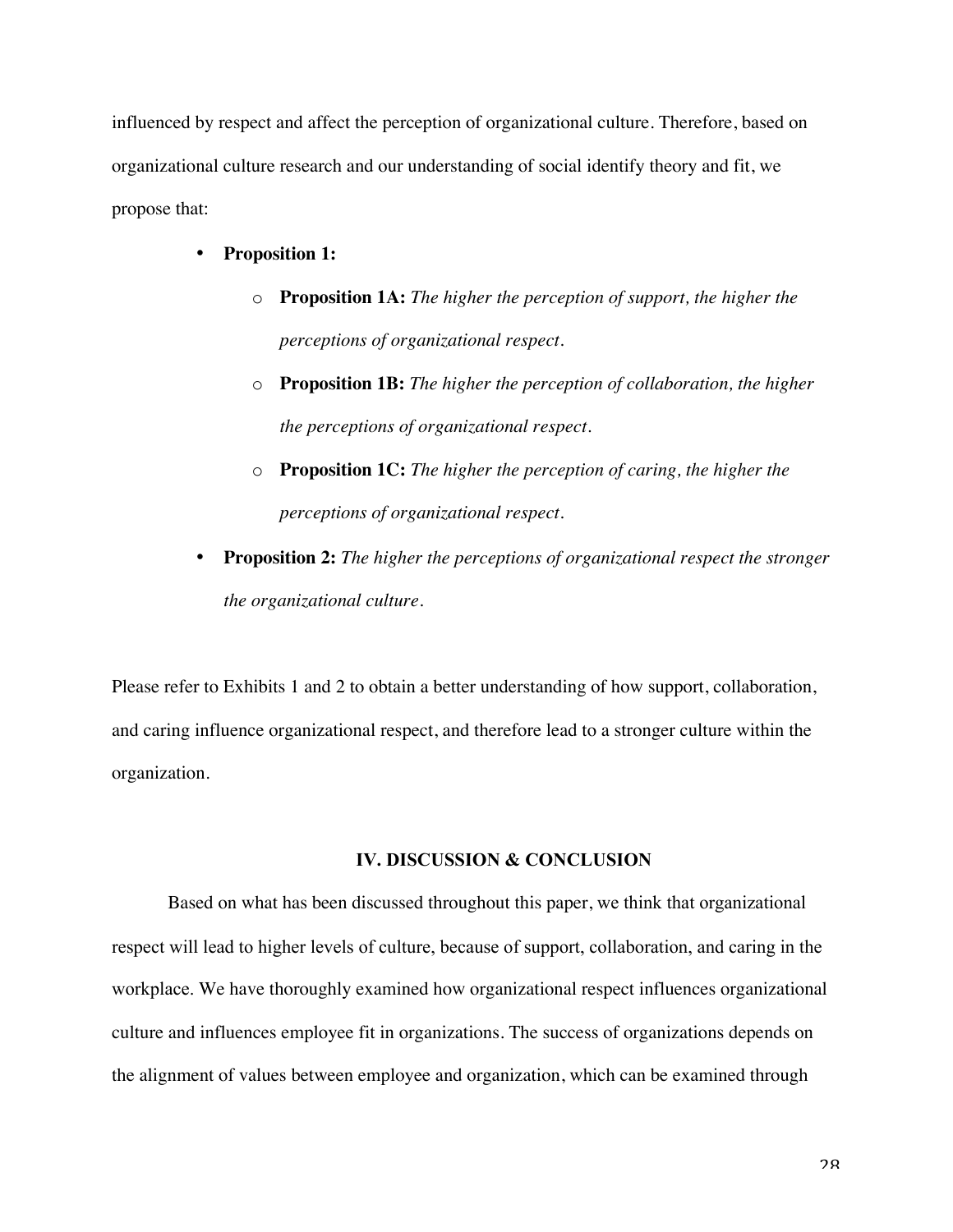influenced by respect and affect the perception of organizational culture. Therefore, based on organizational culture research and our understanding of social identify theory and fit, we propose that:

- **Proposition 1:**
    - **Proposition 1A:** *The higher the perception of support, the higher the perceptions of organizational respect.*
    - **Proposition 1B:** *The higher the perception of collaboration, the higher the perceptions of organizational respect.*
    - **Proposition 1C:** *The higher the perception of caring, the higher the perceptions of organizational respect.*
- **Proposition 2:** *The higher the perceptions of organizational respect the stronger the organizational culture.*

Please refer to Exhibits 1 and 2 to obtain a better understanding of how support, collaboration, and caring influence organizational respect, and therefore lead to a stronger culture within the organization.

## IV. DISCUSSION & CONCLUSION

Based on what has been discussed throughout this paper, we think that organizational respect will lead to higher levels of culture, because of support, collaboration, and caring in the workplace. We have thoroughly examined how organizational respect influences organizational culture and influences employee fit in organizations. The success of organizations depends on the alignment of values between employee and organization, which can be examined through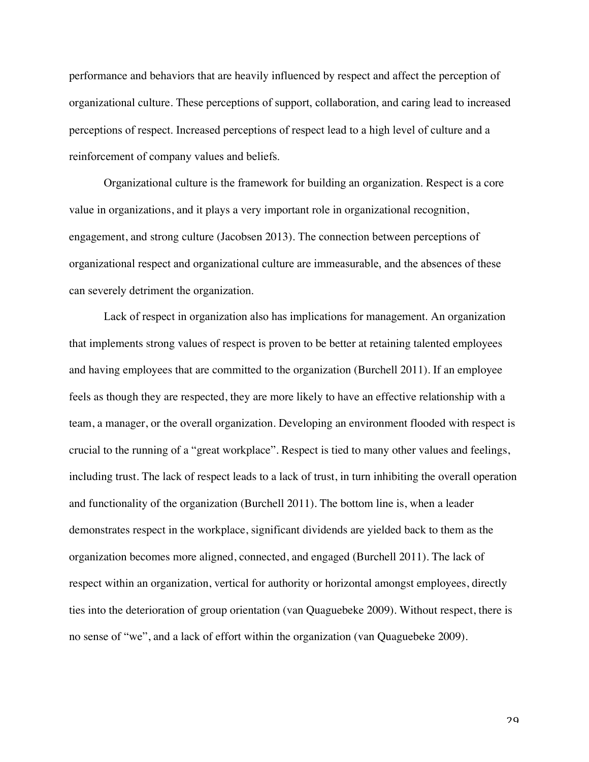performance and behaviors that are heavily influenced by respect and affect the perception of organizational culture. These perceptions of support, collaboration, and caring lead to increased perceptions of respect. Increased perceptions of respect lead to a high level of culture and a reinforcement of company values and beliefs.

Organizational culture is the framework for building an organization. Respect is a core value in organizations, and it plays a very important role in organizational recognition, engagement, and strong culture (Jacobsen 2013). The connection between perceptions of organizational respect and organizational culture are immeasurable, and the absences of these can severely detriment the organization.

Lack of respect in organization also has implications for management. An organization that implements strong values of respect is proven to be better at retaining talented employees and having employees that are committed to the organization (Burchell 2011). If an employee feels as though they are respected, they are more likely to have an effective relationship with a team, a manager, or the overall organization. Developing an environment flooded with respect is crucial to the running of a "great workplace". Respect is tied to many other values and feelings, including trust. The lack of respect leads to a lack of trust, in turn inhibiting the overall operation and functionality of the organization (Burchell 2011). The bottom line is, when a leader demonstrates respect in the workplace, significant dividends are yielded back to them as the organization becomes more aligned, connected, and engaged (Burchell 2011). The lack of respect within an organization, vertical for authority or horizontal amongst employees, directly ties into the deterioration of group orientation (van Quaguebeke 2009). Without respect, there is no sense of "we", and a lack of effort within the organization (van Quaguebeke 2009).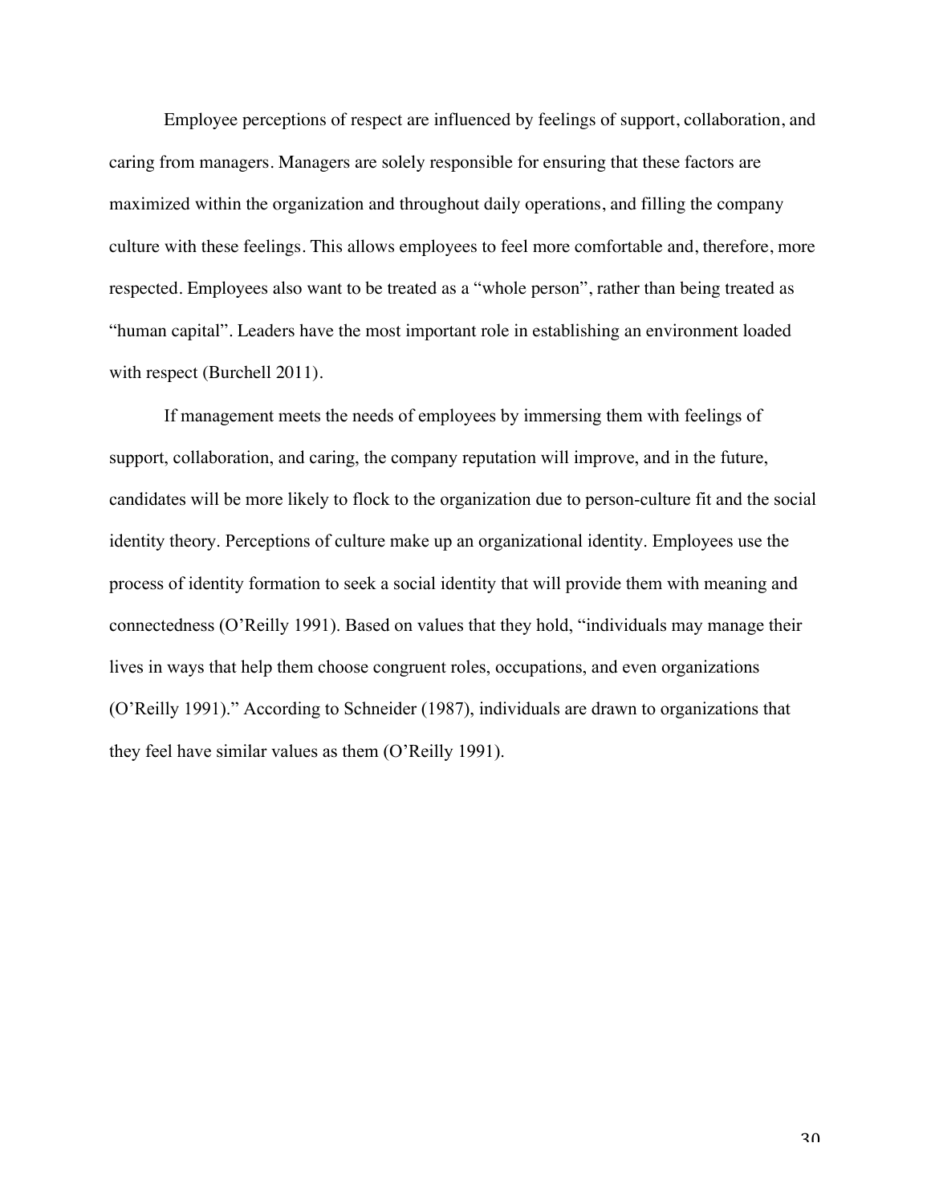Employee perceptions of respect are influenced by feelings of support, collaboration, and caring from managers. Managers are solely responsible for ensuring that these factors are maximized within the organization and throughout daily operations, and filling the company culture with these feelings. This allows employees to feel more comfortable and, therefore, more respected. Employees also want to be treated as a "whole person", rather than being treated as "human capital". Leaders have the most important role in establishing an environment loaded with respect (Burchell 2011).

If management meets the needs of employees by immersing them with feelings of support, collaboration, and caring, the company reputation will improve, and in the future, candidates will be more likely to flock to the organization due to person-culture fit and the social identity theory. Perceptions of culture make up an organizational identity. Employees use the process of identity formation to seek a social identity that will provide them with meaning and connectedness (O'Reilly 1991). Based on values that they hold, "individuals may manage their lives in ways that help them choose congruent roles, occupations, and even organizations (O'Reilly 1991)." According to Schneider (1987), individuals are drawn to organizations that they feel have similar values as them (O'Reilly 1991).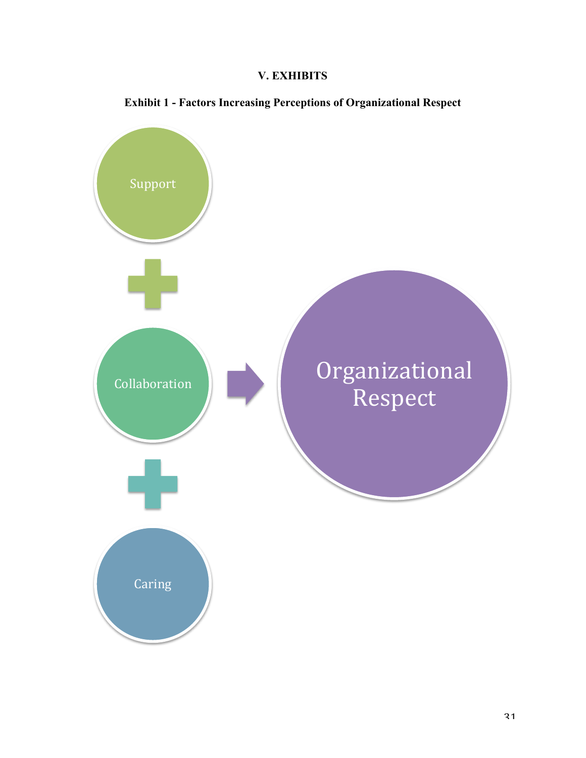## V. EXHIBITS

**Exhibit 1 - Factors Increasing Perceptions of Organizational Respect**

Support

+

Collaboration

+

Caring

→

Organizational Respect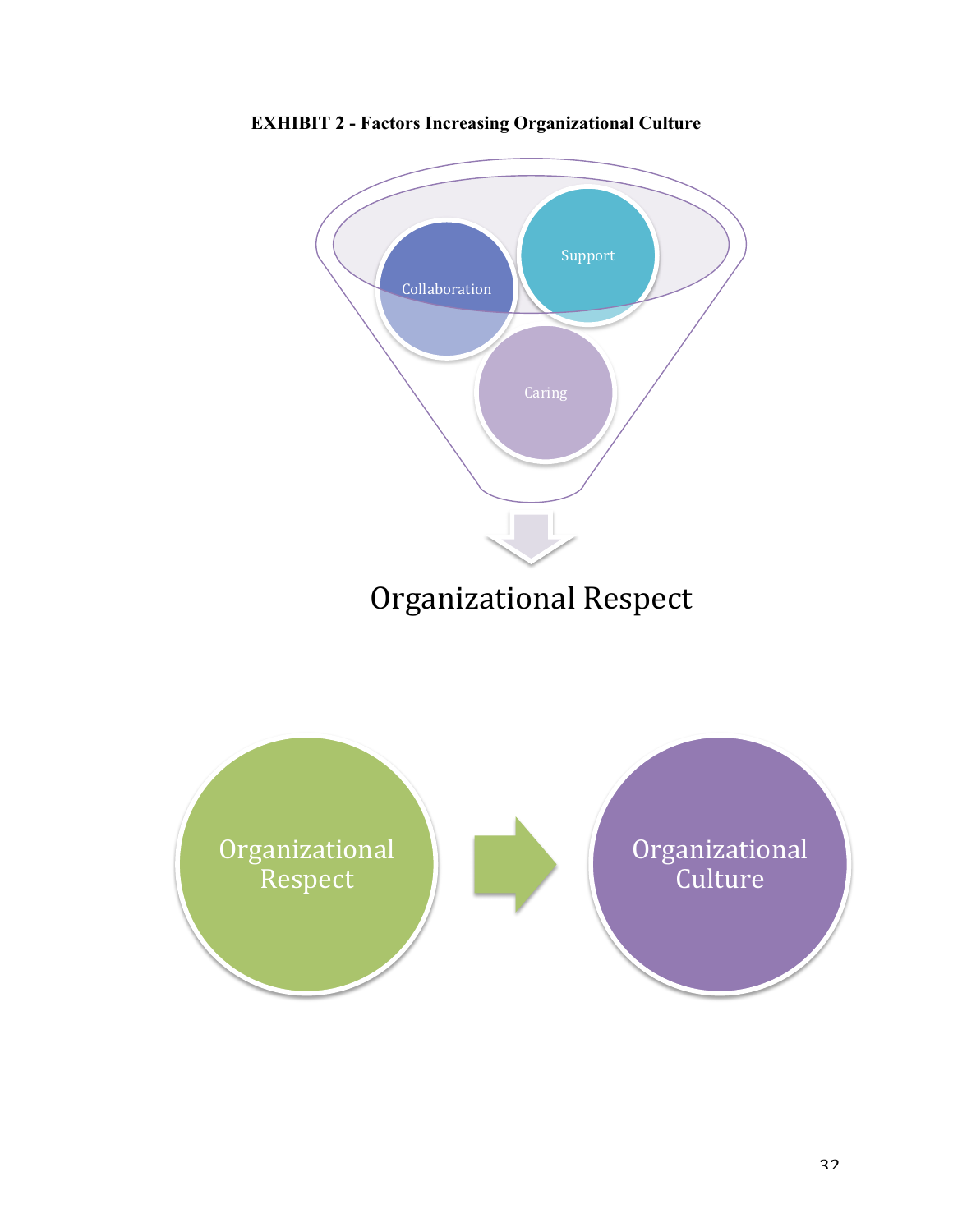**EXHIBIT 2 - Factors Increasing Organizational Culture**

Collaboration

Support

Caring

Organizational Respect

Organizational Respect

Organizational Culture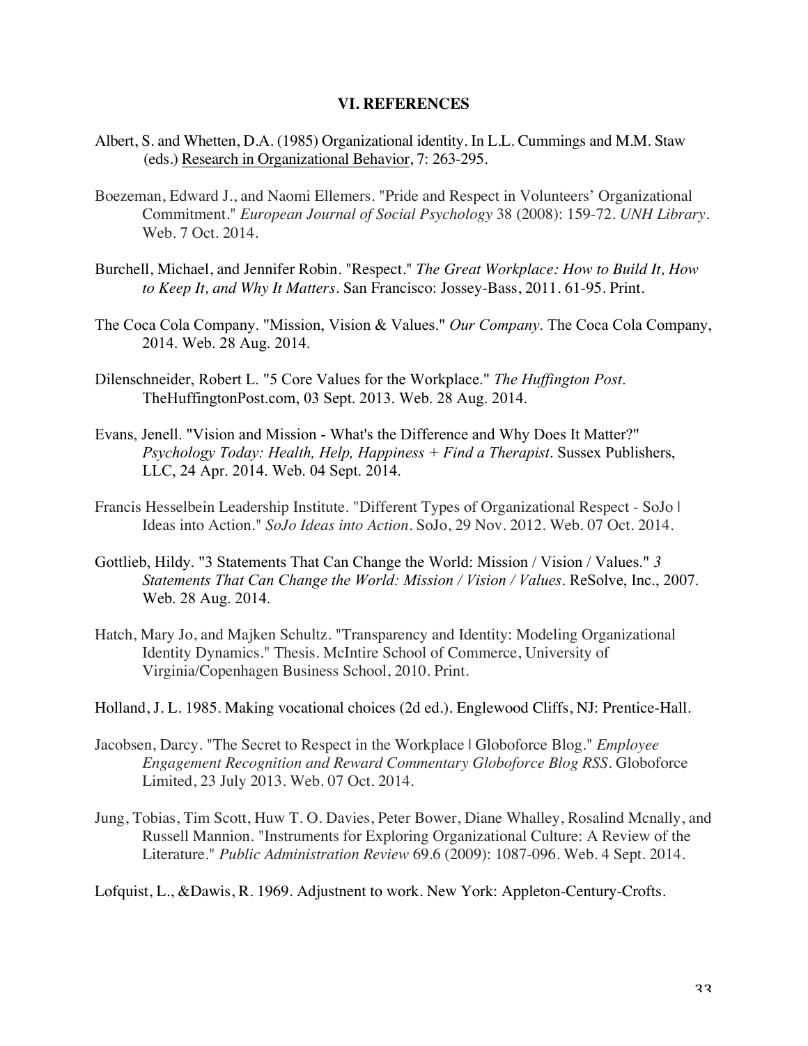## VI. REFERENCES

Albert, S. and Whetten, D.A. (1985) Organizational identity. In L.L. Cummings and M.M. Staw (eds.) Research in Organizational Behavior, 7: 263-295.

Boezeman, Edward J., and Naomi Ellemers. "Pride and Respect in Volunteers' Organizational Commitment." *European Journal of Social Psychology* 38 (2008): 159-72. *UNH Library*. Web. 7 Oct. 2014.

Burchell, Michael, and Jennifer Robin. "Respect." *The Great Workplace: How to Build It, How to Keep It, and Why It Matters*. San Francisco: Jossey-Bass, 2011. 61-95. Print.

The Coca Cola Company. "Mission, Vision & Values." *Our Company*. The Coca Cola Company, 2014. Web. 28 Aug. 2014.

Dilenschneider, Robert L. "5 Core Values for the Workplace." *The Huffington Post*. TheHuffingtonPost.com, 03 Sept. 2013. Web. 28 Aug. 2014.

Evans, Jenell. "Vision and Mission - What's the Difference and Why Does It Matter?" *Psychology Today: Health, Help, Happiness + Find a Therapist*. Sussex Publishers, LLC, 24 Apr. 2014. Web. 04 Sept. 2014.

Francis Hesselbein Leadership Institute. "Different Types of Organizational Respect - SoJo | Ideas into Action." *SoJo Ideas into Action*. SoJo, 29 Nov. 2012. Web. 07 Oct. 2014.

Gottlieb, Hildy. "3 Statements That Can Change the World: Mission / Vision / Values." *3 Statements That Can Change the World: Mission / Vision / Values*. ReSolve, Inc., 2007. Web. 28 Aug. 2014.

Hatch, Mary Jo, and Majken Schultz. "Transparency and Identity: Modeling Organizational Identity Dynamics." Thesis. McIntire School of Commerce, University of Virginia/Copenhagen Business School, 2010. Print.

Holland, J. L. 1985. Making vocational choices (2d ed.). Englewood Cliffs, NJ: Prentice-Hall.

Jacobsen, Darcy. "The Secret to Respect in the Workplace | Globoforce Blog." *Employee Engagement Recognition and Reward Commentary Globoforce Blog RSS*. Globoforce Limited, 23 July 2013. Web. 07 Oct. 2014.

Jung, Tobias, Tim Scott, Huw T. O. Davies, Peter Bower, Diane Whalley, Rosalind Mcnally, and Russell Mannion. "Instruments for Exploring Organizational Culture: A Review of the Literature." *Public Administration Review* 69.6 (2009): 1087-096. Web. 4 Sept. 2014.

Lofquist, L., &Dawis, R. 1969. Adjustnent to work. New York: Appleton-Century-Crofts.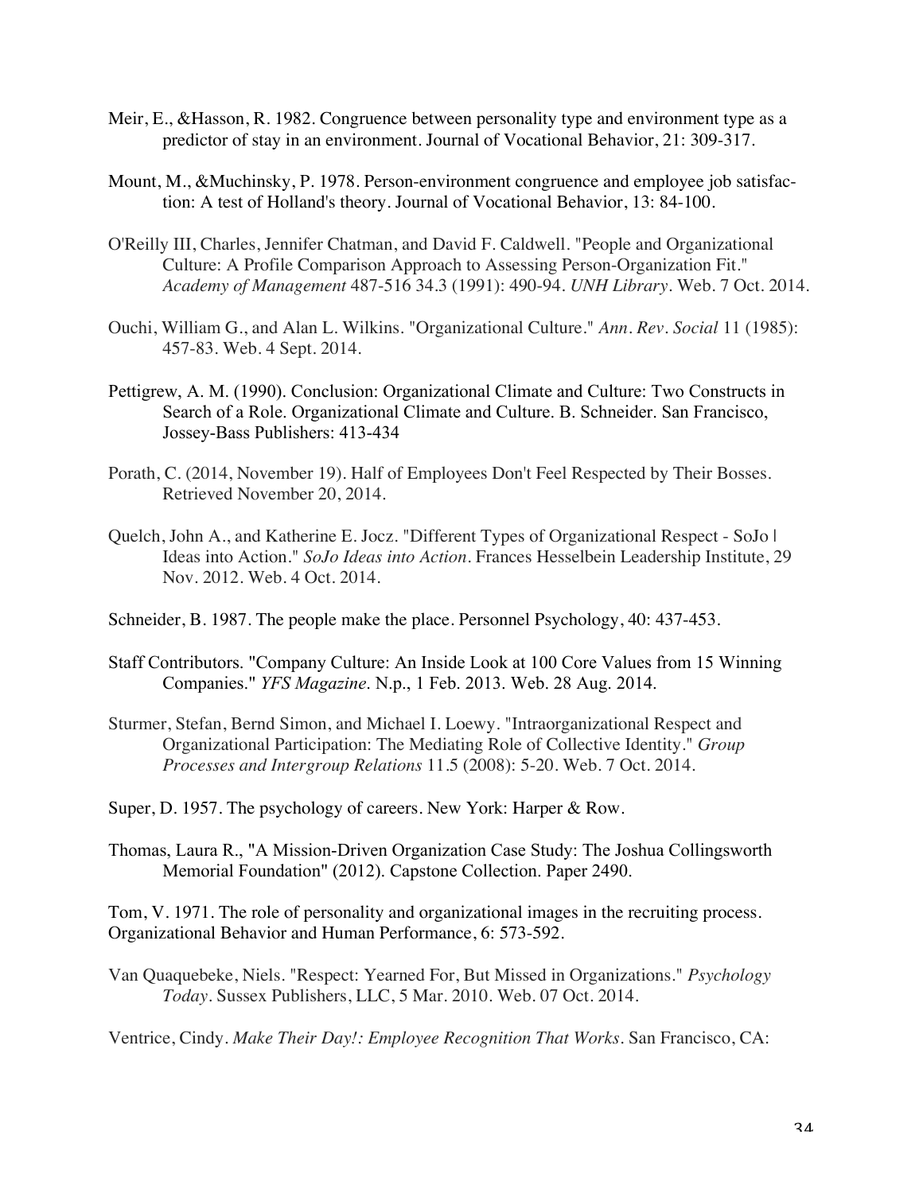Meir, E., &Hasson, R. 1982. Congruence between personality type and environment type as a predictor of stay in an environment. Journal of Vocational Behavior, 21: 309-317.

Mount, M., &Muchinsky, P. 1978. Person-environment congruence and employee job satisfaction: A test of Holland's theory. Journal of Vocational Behavior, 13: 84-100.

O'Reilly III, Charles, Jennifer Chatman, and David F. Caldwell. "People and Organizational Culture: A Profile Comparison Approach to Assessing Person-Organization Fit." *Academy of Management* 487-516 34.3 (1991): 490-94. *UNH Library*. Web. 7 Oct. 2014.

Ouchi, William G., and Alan L. Wilkins. "Organizational Culture." *Ann. Rev. Social* 11 (1985): 457-83. Web. 4 Sept. 2014.

Pettigrew, A. M. (1990). Conclusion: Organizational Climate and Culture: Two Constructs in Search of a Role. Organizational Climate and Culture. B. Schneider. San Francisco, Jossey-Bass Publishers: 413-434

Porath, C. (2014, November 19). Half of Employees Don't Feel Respected by Their Bosses. Retrieved November 20, 2014.

Quelch, John A., and Katherine E. Jocz. "Different Types of Organizational Respect - SoJo | Ideas into Action." *SoJo Ideas into Action*. Frances Hesselbein Leadership Institute, 29 Nov. 2012. Web. 4 Oct. 2014.

Schneider, B. 1987. The people make the place. Personnel Psychology, 40: 437-453.

Staff Contributors. "Company Culture: An Inside Look at 100 Core Values from 15 Winning Companies." *YFS Magazine*. N.p., 1 Feb. 2013. Web. 28 Aug. 2014.

Sturmer, Stefan, Bernd Simon, and Michael I. Loewy. "Intraorganizational Respect and Organizational Participation: The Mediating Role of Collective Identity." *Group Processes and Intergroup Relations* 11.5 (2008): 5-20. Web. 7 Oct. 2014.

Super, D. 1957. The psychology of careers. New York: Harper & Row.

Thomas, Laura R., "A Mission-Driven Organization Case Study: The Joshua Collingsworth Memorial Foundation" (2012). Capstone Collection. Paper 2490.

Tom, V. 1971. The role of personality and organizational images in the recruiting process. Organizational Behavior and Human Performance, 6: 573-592.

Van Quaquebeke, Niels. "Respect: Yearned For, But Missed in Organizations." *Psychology Today*. Sussex Publishers, LLC, 5 Mar. 2010. Web. 07 Oct. 2014.

Ventrice, Cindy. *Make Their Day!: Employee Recognition That Works*. San Francisco, CA: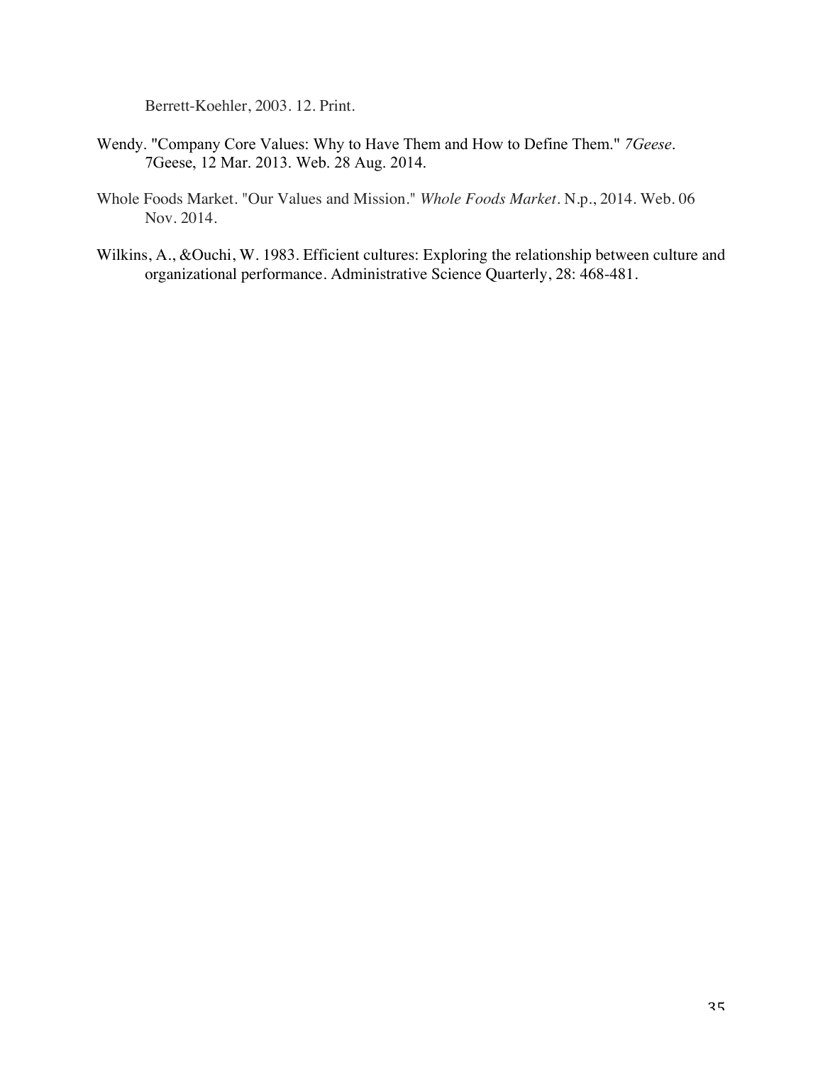Berrett-Koehler, 2003. 12. Print.

Wendy. "Company Core Values: Why to Have Them and How to Define Them." *7Geese*. 7Geese, 12 Mar. 2013. Web. 28 Aug. 2014.

Whole Foods Market. "Our Values and Mission." *Whole Foods Market*. N.p., 2014. Web. 06 Nov. 2014.

Wilkins, A., &Ouchi, W. 1983. Efficient cultures: Exploring the relationship between culture and organizational performance. Administrative Science Quarterly, 28: 468-481.